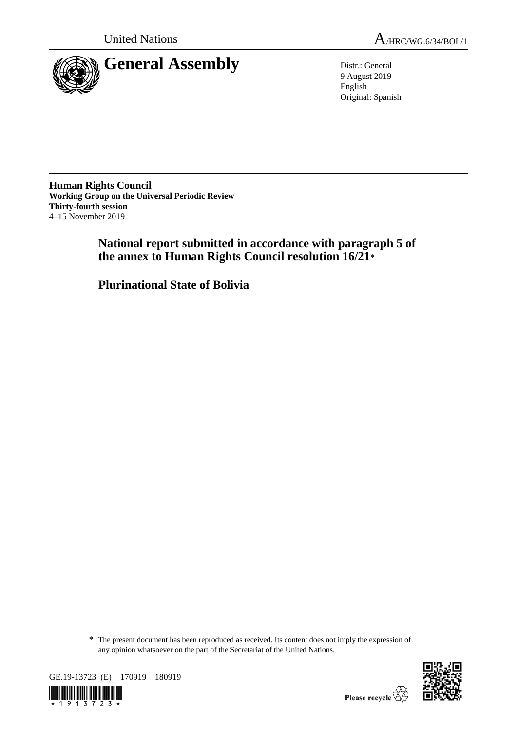United Nations

A/HRC/WG.6/34/BOL/1

# General Assembly

Distr.: General
9 August 2019
English
Original: Spanish

**Human Rights Council**
**Working Group on the Universal Periodic Review**
**Thirty-fourth session**
4–15 November 2019

## National report submitted in accordance with paragraph 5 of the annex to Human Rights Council resolution 16/21*

## Plurinational State of Bolivia

\* The present document has been reproduced as received. Its content does not imply the expression of any opinion whatsoever on the part of the Secretariat of the United Nations.

GE.19-13723 (E) 170919 180919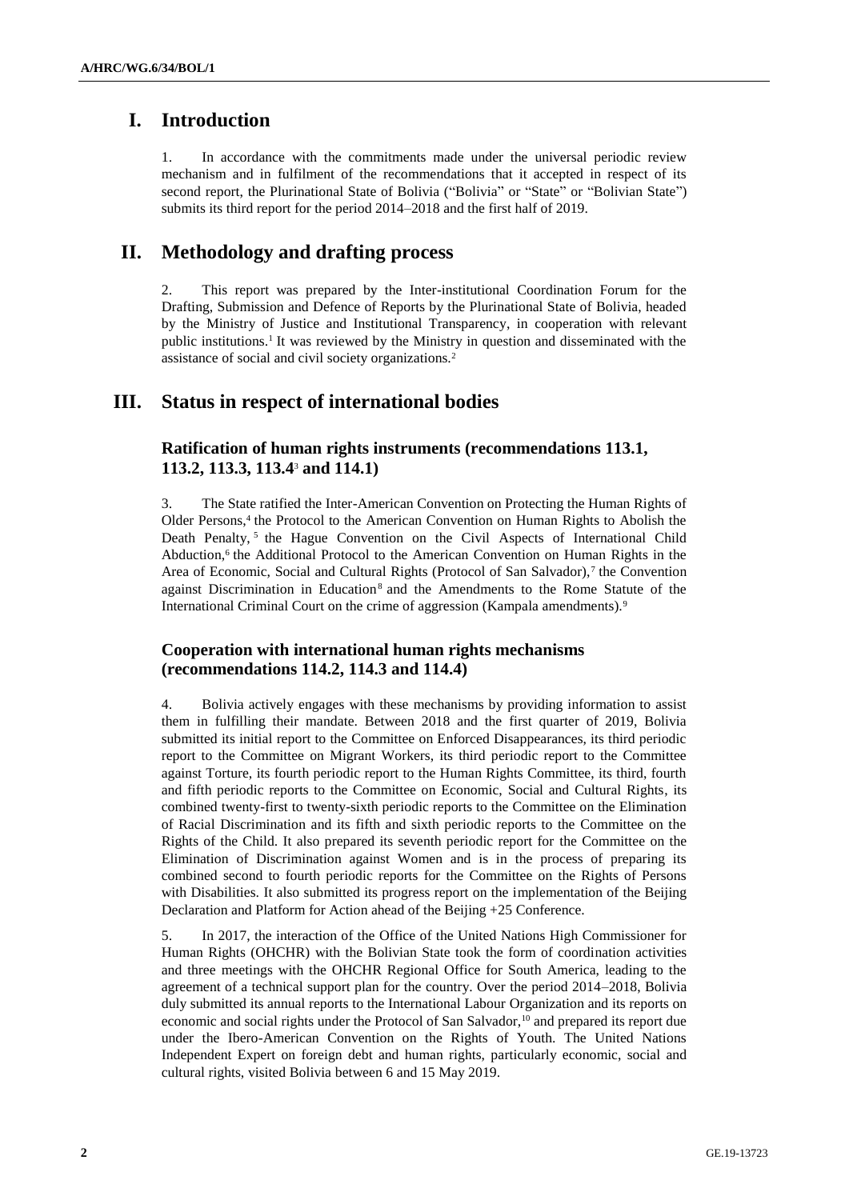# I. Introduction

1. In accordance with the commitments made under the universal periodic review mechanism and in fulfilment of the recommendations that it accepted in respect of its second report, the Plurinational State of Bolivia ("Bolivia" or "State" or "Bolivian State") submits its third report for the period 2014–2018 and the first half of 2019.

# II. Methodology and drafting process

2. This report was prepared by the Inter-institutional Coordination Forum for the Drafting, Submission and Defence of Reports by the Plurinational State of Bolivia, headed by the Ministry of Justice and Institutional Transparency, in cooperation with relevant public institutions.[1] It was reviewed by the Ministry in question and disseminated with the assistance of social and civil society organizations.[2]

# III. Status in respect of international bodies

## Ratification of human rights instruments (recommendations 113.1, 113.2, 113.3, 113.4[3] and 114.1)

3. The State ratified the Inter-American Convention on Protecting the Human Rights of Older Persons,[4] the Protocol to the American Convention on Human Rights to Abolish the Death Penalty,[5] the Hague Convention on the Civil Aspects of International Child Abduction,[6] the Additional Protocol to the American Convention on Human Rights in the Area of Economic, Social and Cultural Rights (Protocol of San Salvador),[7] the Convention against Discrimination in Education[8] and the Amendments to the Rome Statute of the International Criminal Court on the crime of aggression (Kampala amendments).[9]

## Cooperation with international human rights mechanisms (recommendations 114.2, 114.3 and 114.4)

4. Bolivia actively engages with these mechanisms by providing information to assist them in fulfilling their mandate. Between 2018 and the first quarter of 2019, Bolivia submitted its initial report to the Committee on Enforced Disappearances, its third periodic report to the Committee on Migrant Workers, its third periodic report to the Committee against Torture, its fourth periodic report to the Human Rights Committee, its third, fourth and fifth periodic reports to the Committee on Economic, Social and Cultural Rights, its combined twenty-first to twenty-sixth periodic reports to the Committee on the Elimination of Racial Discrimination and its fifth and sixth periodic reports to the Committee on the Rights of the Child. It also prepared its seventh periodic report for the Committee on the Elimination of Discrimination against Women and is in the process of preparing its combined second to fourth periodic reports for the Committee on the Rights of Persons with Disabilities. It also submitted its progress report on the implementation of the Beijing Declaration and Platform for Action ahead of the Beijing +25 Conference.

5. In 2017, the interaction of the Office of the United Nations High Commissioner for Human Rights (OHCHR) with the Bolivian State took the form of coordination activities and three meetings with the OHCHR Regional Office for South America, leading to the agreement of a technical support plan for the country. Over the period 2014–2018, Bolivia duly submitted its annual reports to the International Labour Organization and its reports on economic and social rights under the Protocol of San Salvador,[10] and prepared its report due under the Ibero-American Convention on the Rights of Youth. The United Nations Independent Expert on foreign debt and human rights, particularly economic, social and cultural rights, visited Bolivia between 6 and 15 May 2019.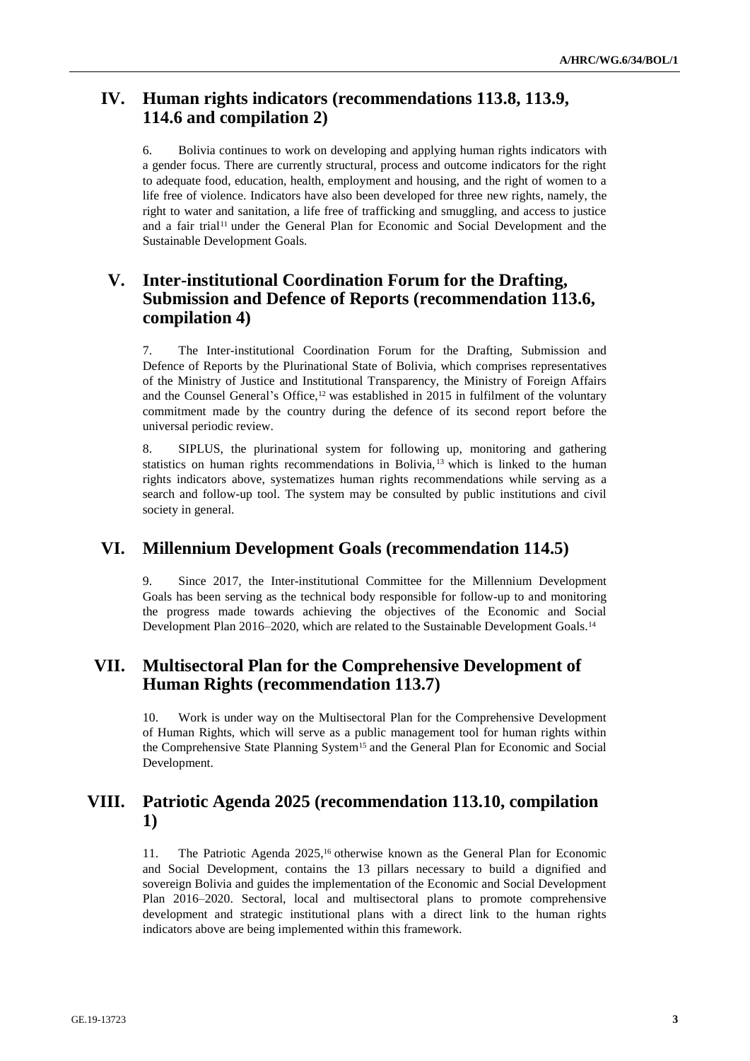## IV. Human rights indicators (recommendations 113.8, 113.9, 114.6 and compilation 2)

6. Bolivia continues to work on developing and applying human rights indicators with a gender focus. There are currently structural, process and outcome indicators for the right to adequate food, education, health, employment and housing, and the right of women to a life free of violence. Indicators have also been developed for three new rights, namely, the right to water and sanitation, a life free of trafficking and smuggling, and access to justice and a fair trial[11] under the General Plan for Economic and Social Development and the Sustainable Development Goals.

## V. Inter-institutional Coordination Forum for the Drafting, Submission and Defence of Reports (recommendation 113.6, compilation 4)

7. The Inter-institutional Coordination Forum for the Drafting, Submission and Defence of Reports by the Plurinational State of Bolivia, which comprises representatives of the Ministry of Justice and Institutional Transparency, the Ministry of Foreign Affairs and the Counsel General's Office,[12] was established in 2015 in fulfilment of the voluntary commitment made by the country during the defence of its second report before the universal periodic review.

8. SIPLUS, the plurinational system for following up, monitoring and gathering statistics on human rights recommendations in Bolivia,[13] which is linked to the human rights indicators above, systematizes human rights recommendations while serving as a search and follow-up tool. The system may be consulted by public institutions and civil society in general.

## VI. Millennium Development Goals (recommendation 114.5)

9. Since 2017, the Inter-institutional Committee for the Millennium Development Goals has been serving as the technical body responsible for follow-up to and monitoring the progress made towards achieving the objectives of the Economic and Social Development Plan 2016–2020, which are related to the Sustainable Development Goals.[14]

## VII. Multisectoral Plan for the Comprehensive Development of Human Rights (recommendation 113.7)

10. Work is under way on the Multisectoral Plan for the Comprehensive Development of Human Rights, which will serve as a public management tool for human rights within the Comprehensive State Planning System[15] and the General Plan for Economic and Social Development.

## VIII. Patriotic Agenda 2025 (recommendation 113.10, compilation 1)

11. The Patriotic Agenda 2025,[16] otherwise known as the General Plan for Economic and Social Development, contains the 13 pillars necessary to build a dignified and sovereign Bolivia and guides the implementation of the Economic and Social Development Plan 2016–2020. Sectoral, local and multisectoral plans to promote comprehensive development and strategic institutional plans with a direct link to the human rights indicators above are being implemented within this framework.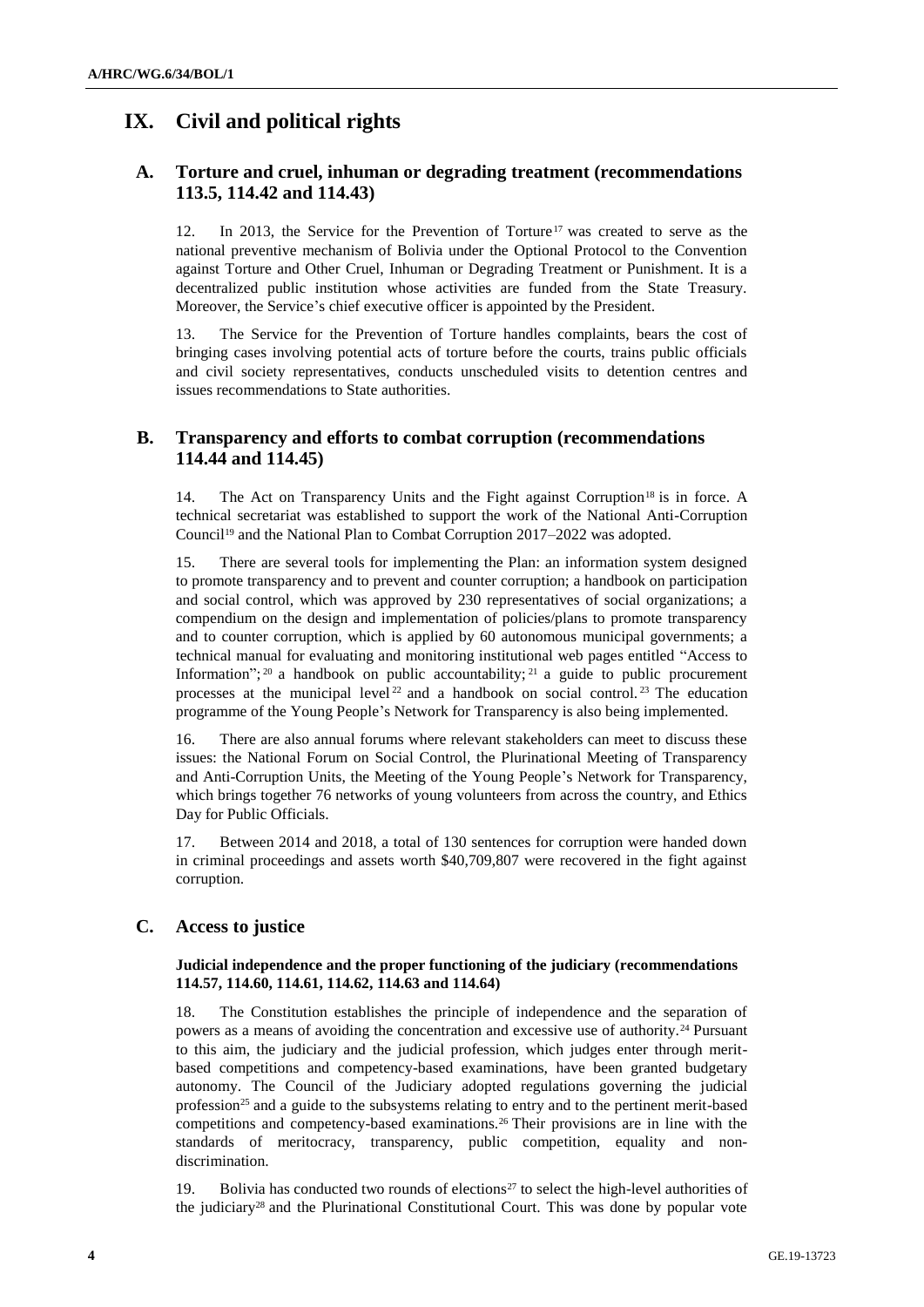# IX. Civil and political rights

## A. Torture and cruel, inhuman or degrading treatment (recommendations 113.5, 114.42 and 114.43)

12. In 2013, the Service for the Prevention of Torture[17] was created to serve as the national preventive mechanism of Bolivia under the Optional Protocol to the Convention against Torture and Other Cruel, Inhuman or Degrading Treatment or Punishment. It is a decentralized public institution whose activities are funded from the State Treasury. Moreover, the Service's chief executive officer is appointed by the President.

13. The Service for the Prevention of Torture handles complaints, bears the cost of bringing cases involving potential acts of torture before the courts, trains public officials and civil society representatives, conducts unscheduled visits to detention centres and issues recommendations to State authorities.

## B. Transparency and efforts to combat corruption (recommendations 114.44 and 114.45)

14. The Act on Transparency Units and the Fight against Corruption[18] is in force. A technical secretariat was established to support the work of the National Anti-Corruption Council[19] and the National Plan to Combat Corruption 2017–2022 was adopted.

15. There are several tools for implementing the Plan: an information system designed to promote transparency and to prevent and counter corruption; a handbook on participation and social control, which was approved by 230 representatives of social organizations; a compendium on the design and implementation of policies/plans to promote transparency and to counter corruption, which is applied by 60 autonomous municipal governments; a technical manual for evaluating and monitoring institutional web pages entitled "Access to Information";[20] a handbook on public accountability;[21] a guide to public procurement processes at the municipal level[22] and a handbook on social control.[23] The education programme of the Young People's Network for Transparency is also being implemented.

16. There are also annual forums where relevant stakeholders can meet to discuss these issues: the National Forum on Social Control, the Plurinational Meeting of Transparency and Anti-Corruption Units, the Meeting of the Young People's Network for Transparency, which brings together 76 networks of young volunteers from across the country, and Ethics Day for Public Officials.

17. Between 2014 and 2018, a total of 130 sentences for corruption were handed down in criminal proceedings and assets worth $40,709,807 were recovered in the fight against corruption.

## C. Access to justice

### Judicial independence and the proper functioning of the judiciary (recommendations 114.57, 114.60, 114.61, 114.62, 114.63 and 114.64)

18. The Constitution establishes the principle of independence and the separation of powers as a means of avoiding the concentration and excessive use of authority.[24] Pursuant to this aim, the judiciary and the judicial profession, which judges enter through merit-based competitions and competency-based examinations, have been granted budgetary autonomy. The Council of the Judiciary adopted regulations governing the judicial profession[25] and a guide to the subsystems relating to entry and to the pertinent merit-based competitions and competency-based examinations.[26] Their provisions are in line with the standards of meritocracy, transparency, public competition, equality and non-discrimination.

19. Bolivia has conducted two rounds of elections[27] to select the high-level authorities of the judiciary[28] and the Plurinational Constitutional Court. This was done by popular vote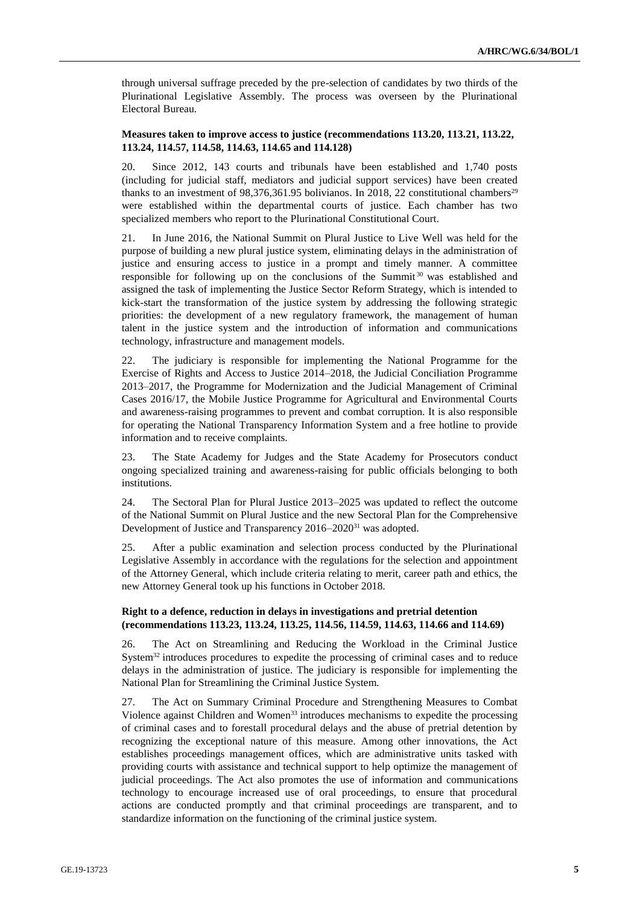through universal suffrage preceded by the pre-selection of candidates by two thirds of the Plurinational Legislative Assembly. The process was overseen by the Plurinational Electoral Bureau.

### Measures taken to improve access to justice (recommendations 113.20, 113.21, 113.22, 113.24, 114.57, 114.58, 114.63, 114.65 and 114.128)

20. Since 2012, 143 courts and tribunals have been established and 1,740 posts (including for judicial staff, mediators and judicial support services) have been created thanks to an investment of 98,376,361.95 bolivianos. In 2018, 22 constitutional chambers[29] were established within the departmental courts of justice. Each chamber has two specialized members who report to the Plurinational Constitutional Court.

21. In June 2016, the National Summit on Plural Justice to Live Well was held for the purpose of building a new plural justice system, eliminating delays in the administration of justice and ensuring access to justice in a prompt and timely manner. A committee responsible for following up on the conclusions of the Summit[30] was established and assigned the task of implementing the Justice Sector Reform Strategy, which is intended to kick-start the transformation of the justice system by addressing the following strategic priorities: the development of a new regulatory framework, the management of human talent in the justice system and the introduction of information and communications technology, infrastructure and management models.

22. The judiciary is responsible for implementing the National Programme for the Exercise of Rights and Access to Justice 2014–2018, the Judicial Conciliation Programme 2013–2017, the Programme for Modernization and the Judicial Management of Criminal Cases 2016/17, the Mobile Justice Programme for Agricultural and Environmental Courts and awareness-raising programmes to prevent and combat corruption. It is also responsible for operating the National Transparency Information System and a free hotline to provide information and to receive complaints.

23. The State Academy for Judges and the State Academy for Prosecutors conduct ongoing specialized training and awareness-raising for public officials belonging to both institutions.

24. The Sectoral Plan for Plural Justice 2013–2025 was updated to reflect the outcome of the National Summit on Plural Justice and the new Sectoral Plan for the Comprehensive Development of Justice and Transparency 2016–2020[31] was adopted.

25. After a public examination and selection process conducted by the Plurinational Legislative Assembly in accordance with the regulations for the selection and appointment of the Attorney General, which include criteria relating to merit, career path and ethics, the new Attorney General took up his functions in October 2018.

### Right to a defence, reduction in delays in investigations and pretrial detention (recommendations 113.23, 113.24, 113.25, 114.56, 114.59, 114.63, 114.66 and 114.69)

26. The Act on Streamlining and Reducing the Workload in the Criminal Justice System[32] introduces procedures to expedite the processing of criminal cases and to reduce delays in the administration of justice. The judiciary is responsible for implementing the National Plan for Streamlining the Criminal Justice System.

27. The Act on Summary Criminal Procedure and Strengthening Measures to Combat Violence against Children and Women[33] introduces mechanisms to expedite the processing of criminal cases and to forestall procedural delays and the abuse of pretrial detention by recognizing the exceptional nature of this measure. Among other innovations, the Act establishes proceedings management offices, which are administrative units tasked with providing courts with assistance and technical support to help optimize the management of judicial proceedings. The Act also promotes the use of information and communications technology to encourage increased use of oral proceedings, to ensure that procedural actions are conducted promptly and that criminal proceedings are transparent, and to standardize information on the functioning of the criminal justice system.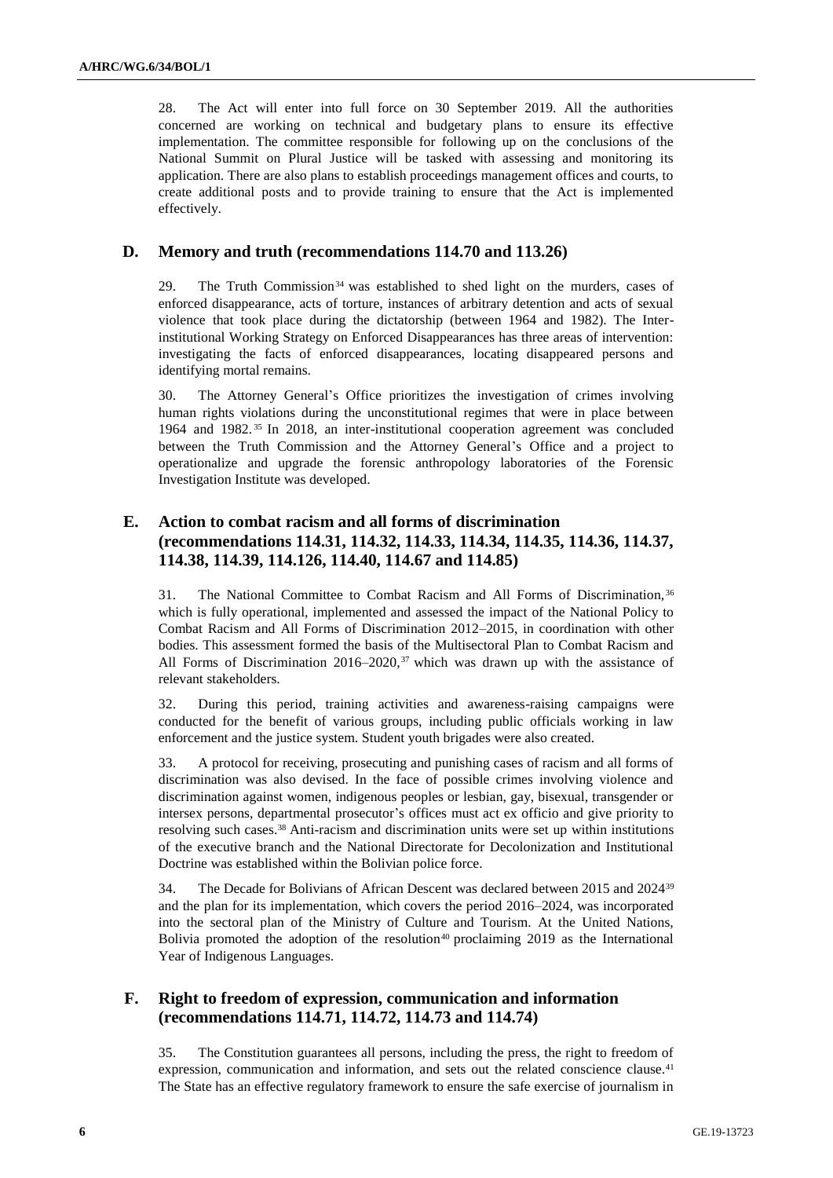28. The Act will enter into full force on 30 September 2019. All the authorities concerned are working on technical and budgetary plans to ensure its effective implementation. The committee responsible for following up on the conclusions of the National Summit on Plural Justice will be tasked with assessing and monitoring its application. There are also plans to establish proceedings management offices and courts, to create additional posts and to provide training to ensure that the Act is implemented effectively.

## D. Memory and truth (recommendations 114.70 and 113.26)

29. The Truth Commission[34] was established to shed light on the murders, cases of enforced disappearance, acts of torture, instances of arbitrary detention and acts of sexual violence that took place during the dictatorship (between 1964 and 1982). The Inter-institutional Working Strategy on Enforced Disappearances has three areas of intervention: investigating the facts of enforced disappearances, locating disappeared persons and identifying mortal remains.

30. The Attorney General's Office prioritizes the investigation of crimes involving human rights violations during the unconstitutional regimes that were in place between 1964 and 1982.[35] In 2018, an inter-institutional cooperation agreement was concluded between the Truth Commission and the Attorney General's Office and a project to operationalize and upgrade the forensic anthropology laboratories of the Forensic Investigation Institute was developed.

## E. Action to combat racism and all forms of discrimination (recommendations 114.31, 114.32, 114.33, 114.34, 114.35, 114.36, 114.37, 114.38, 114.39, 114.126, 114.40, 114.67 and 114.85)

31. The National Committee to Combat Racism and All Forms of Discrimination,[36] which is fully operational, implemented and assessed the impact of the National Policy to Combat Racism and All Forms of Discrimination 2012–2015, in coordination with other bodies. This assessment formed the basis of the Multisectoral Plan to Combat Racism and All Forms of Discrimination 2016–2020,[37] which was drawn up with the assistance of relevant stakeholders.

32. During this period, training activities and awareness-raising campaigns were conducted for the benefit of various groups, including public officials working in law enforcement and the justice system. Student youth brigades were also created.

33. A protocol for receiving, prosecuting and punishing cases of racism and all forms of discrimination was also devised. In the face of possible crimes involving violence and discrimination against women, indigenous peoples or lesbian, gay, bisexual, transgender or intersex persons, departmental prosecutor's offices must act ex officio and give priority to resolving such cases.[38] Anti-racism and discrimination units were set up within institutions of the executive branch and the National Directorate for Decolonization and Institutional Doctrine was established within the Bolivian police force.

34. The Decade for Bolivians of African Descent was declared between 2015 and 2024[39] and the plan for its implementation, which covers the period 2016–2024, was incorporated into the sectoral plan of the Ministry of Culture and Tourism. At the United Nations, Bolivia promoted the adoption of the resolution[40] proclaiming 2019 as the International Year of Indigenous Languages.

## F. Right to freedom of expression, communication and information (recommendations 114.71, 114.72, 114.73 and 114.74)

35. The Constitution guarantees all persons, including the press, the right to freedom of expression, communication and information, and sets out the related conscience clause.[41] The State has an effective regulatory framework to ensure the safe exercise of journalism in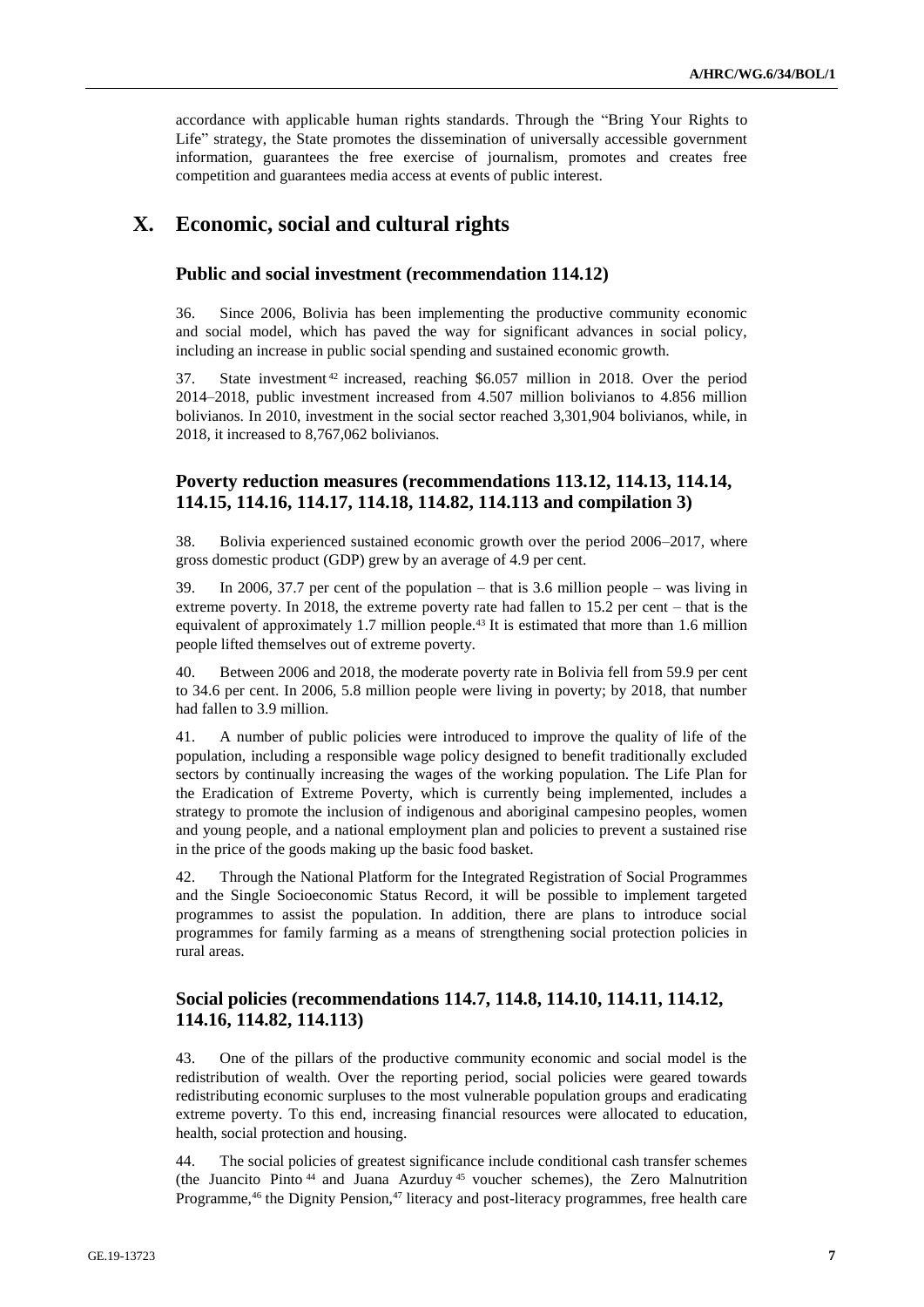accordance with applicable human rights standards. Through the "Bring Your Rights to Life" strategy, the State promotes the dissemination of universally accessible government information, guarantees the free exercise of journalism, promotes and creates free competition and guarantees media access at events of public interest.

# X. Economic, social and cultural rights

## Public and social investment (recommendation 114.12)

36. Since 2006, Bolivia has been implementing the productive community economic and social model, which has paved the way for significant advances in social policy, including an increase in public social spending and sustained economic growth.

37. State investment[42] increased, reaching $6.057 million in 2018. Over the period 2014–2018, public investment increased from 4.507 million bolivianos to 4.856 million bolivianos. In 2010, investment in the social sector reached 3,301,904 bolivianos, while, in 2018, it increased to 8,767,062 bolivianos.

## Poverty reduction measures (recommendations 113.12, 114.13, 114.14, 114.15, 114.16, 114.17, 114.18, 114.82, 114.113 and compilation 3)

38. Bolivia experienced sustained economic growth over the period 2006–2017, where gross domestic product (GDP) grew by an average of 4.9 per cent.

39. In 2006, 37.7 per cent of the population – that is 3.6 million people – was living in extreme poverty. In 2018, the extreme poverty rate had fallen to 15.2 per cent – that is the equivalent of approximately 1.7 million people.[43] It is estimated that more than 1.6 million people lifted themselves out of extreme poverty.

40. Between 2006 and 2018, the moderate poverty rate in Bolivia fell from 59.9 per cent to 34.6 per cent. In 2006, 5.8 million people were living in poverty; by 2018, that number had fallen to 3.9 million.

41. A number of public policies were introduced to improve the quality of life of the population, including a responsible wage policy designed to benefit traditionally excluded sectors by continually increasing the wages of the working population. The Life Plan for the Eradication of Extreme Poverty, which is currently being implemented, includes a strategy to promote the inclusion of indigenous and aboriginal campesino peoples, women and young people, and a national employment plan and policies to prevent a sustained rise in the price of the goods making up the basic food basket.

42. Through the National Platform for the Integrated Registration of Social Programmes and the Single Socioeconomic Status Record, it will be possible to implement targeted programmes to assist the population. In addition, there are plans to introduce social programmes for family farming as a means of strengthening social protection policies in rural areas.

## Social policies (recommendations 114.7, 114.8, 114.10, 114.11, 114.12, 114.16, 114.82, 114.113)

43. One of the pillars of the productive community economic and social model is the redistribution of wealth. Over the reporting period, social policies were geared towards redistributing economic surpluses to the most vulnerable population groups and eradicating extreme poverty. To this end, increasing financial resources were allocated to education, health, social protection and housing.

44. The social policies of greatest significance include conditional cash transfer schemes (the Juancito Pinto[44] and Juana Azurduy[45] voucher schemes), the Zero Malnutrition Programme,[46] the Dignity Pension,[47] literacy and post-literacy programmes, free health care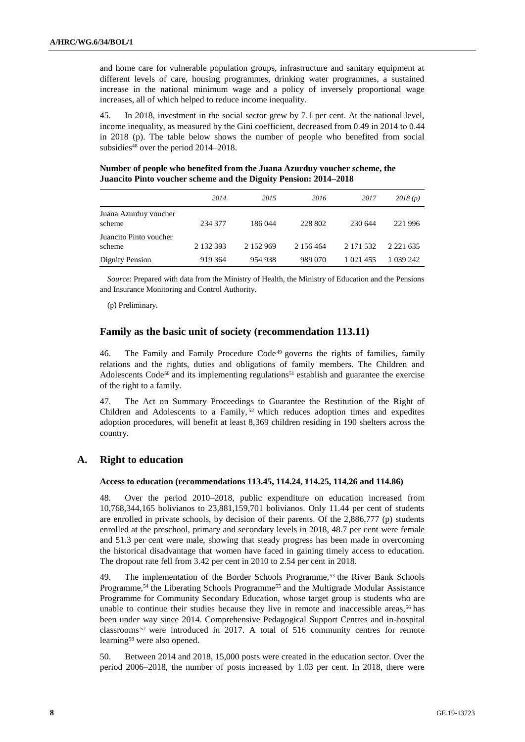and home care for vulnerable population groups, infrastructure and sanitary equipment at different levels of care, housing programmes, drinking water programmes, a sustained increase in the national minimum wage and a policy of inversely proportional wage increases, all of which helped to reduce income inequality.

45. In 2018, investment in the social sector grew by 7.1 per cent. At the national level, income inequality, as measured by the Gini coefficient, decreased from 0.49 in 2014 to 0.44 in 2018 (p). The table below shows the number of people who benefited from social subsidies[48] over the period 2014–2018.

**Number of people who benefited from the Juana Azurduy voucher scheme, the Juancito Pinto voucher scheme and the Dignity Pension: 2014–2018**

| | *2014* | *2015* | *2016* | *2017* | *2018 (p)* |
|---|---|---|---|---|---|
| Juana Azurduy voucher scheme | 234 377 | 186 044 | 228 802 | 230 644 | 221 996 |
| Juancito Pinto voucher scheme | 2 132 393 | 2 152 969 | 2 156 464 | 2 171 532 | 2 221 635 |
| Dignity Pension | 919 364 | 954 938 | 989 070 | 1 021 455 | 1 039 242 |

*Source*: Prepared with data from the Ministry of Health, the Ministry of Education and the Pensions and Insurance Monitoring and Control Authority.

(p) Preliminary.

## Family as the basic unit of society (recommendation 113.11)

46. The Family and Family Procedure Code[49] governs the rights of families, family relations and the rights, duties and obligations of family members. The Children and Adolescents Code[50] and its implementing regulations[51] establish and guarantee the exercise of the right to a family.

47. The Act on Summary Proceedings to Guarantee the Restitution of the Right of Children and Adolescents to a Family,[52] which reduces adoption times and expedites adoption procedures, will benefit at least 8,369 children residing in 190 shelters across the country.

## A. Right to education

### Access to education (recommendations 113.45, 114.24, 114.25, 114.26 and 114.86)

48. Over the period 2010–2018, public expenditure on education increased from 10,768,344,165 bolivianos to 23,881,159,701 bolivianos. Only 11.44 per cent of students are enrolled in private schools, by decision of their parents. Of the 2,886,777 (p) students enrolled at the preschool, primary and secondary levels in 2018, 48.7 per cent were female and 51.3 per cent were male, showing that steady progress has been made in overcoming the historical disadvantage that women have faced in gaining timely access to education. The dropout rate fell from 3.42 per cent in 2010 to 2.54 per cent in 2018.

49. The implementation of the Border Schools Programme,[53] the River Bank Schools Programme,[54] the Liberating Schools Programme[55] and the Multigrade Modular Assistance Programme for Community Secondary Education, whose target group is students who are unable to continue their studies because they live in remote and inaccessible areas,[56] has been under way since 2014. Comprehensive Pedagogical Support Centres and in-hospital classrooms[57] were introduced in 2017. A total of 516 community centres for remote learning[58] were also opened.

50. Between 2014 and 2018, 15,000 posts were created in the education sector. Over the period 2006–2018, the number of posts increased by 1.03 per cent. In 2018, there were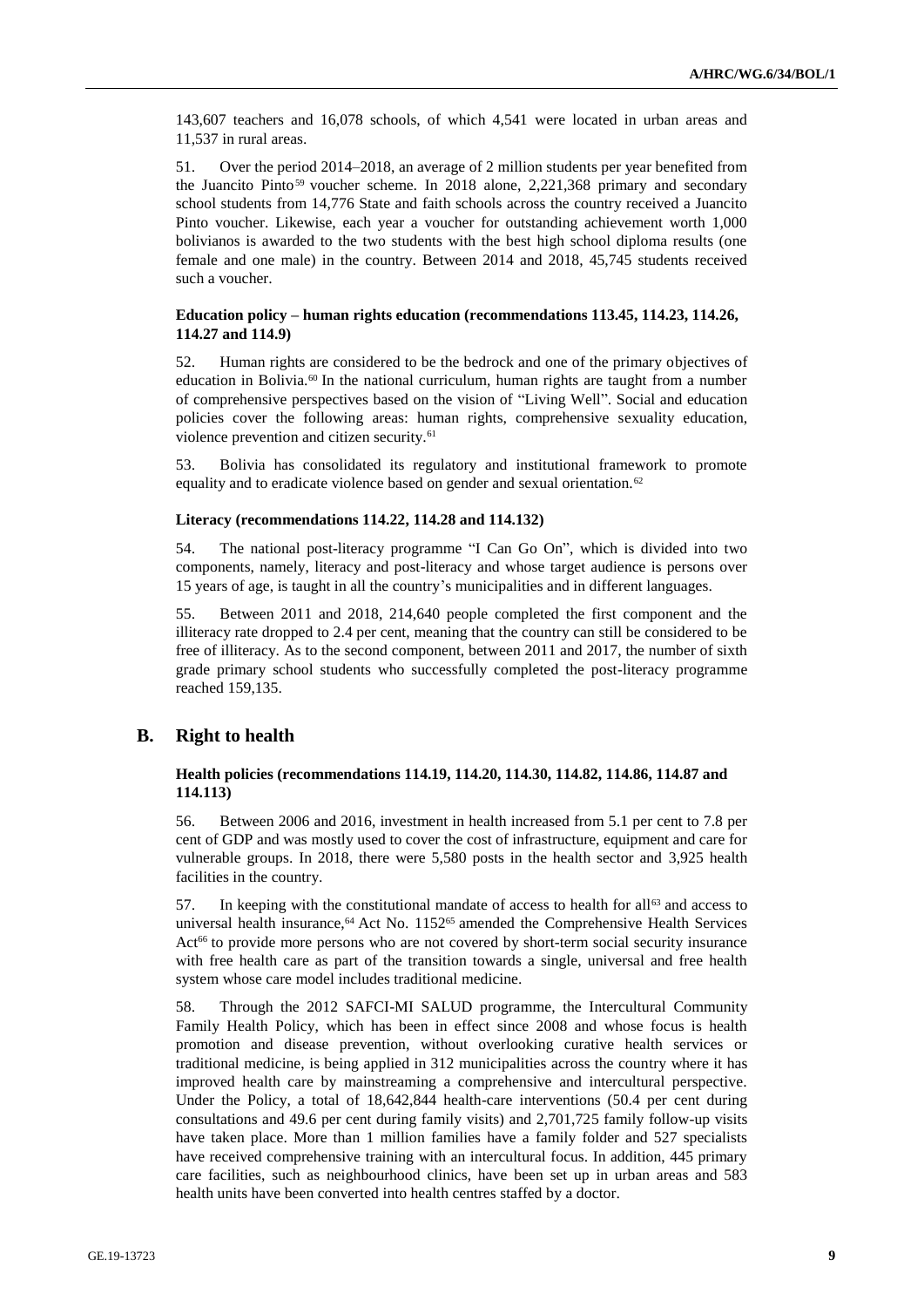143,607 teachers and 16,078 schools, of which 4,541 were located in urban areas and 11,537 in rural areas.

51. Over the period 2014–2018, an average of 2 million students per year benefited from the Juancito Pinto[59] voucher scheme. In 2018 alone, 2,221,368 primary and secondary school students from 14,776 State and faith schools across the country received a Juancito Pinto voucher. Likewise, each year a voucher for outstanding achievement worth 1,000 bolivianos is awarded to the two students with the best high school diploma results (one female and one male) in the country. Between 2014 and 2018, 45,745 students received such a voucher.

#### Education policy – human rights education (recommendations 113.45, 114.23, 114.26, 114.27 and 114.9)

52. Human rights are considered to be the bedrock and one of the primary objectives of education in Bolivia.[60] In the national curriculum, human rights are taught from a number of comprehensive perspectives based on the vision of "Living Well". Social and education policies cover the following areas: human rights, comprehensive sexuality education, violence prevention and citizen security.[61]

53. Bolivia has consolidated its regulatory and institutional framework to promote equality and to eradicate violence based on gender and sexual orientation.[62]

#### Literacy (recommendations 114.22, 114.28 and 114.132)

54. The national post-literacy programme "I Can Go On", which is divided into two components, namely, literacy and post-literacy and whose target audience is persons over 15 years of age, is taught in all the country's municipalities and in different languages.

55. Between 2011 and 2018, 214,640 people completed the first component and the illiteracy rate dropped to 2.4 per cent, meaning that the country can still be considered to be free of illiteracy. As to the second component, between 2011 and 2017, the number of sixth grade primary school students who successfully completed the post-literacy programme reached 159,135.

## B. Right to health

#### Health policies (recommendations 114.19, 114.20, 114.30, 114.82, 114.86, 114.87 and 114.113)

56. Between 2006 and 2016, investment in health increased from 5.1 per cent to 7.8 per cent of GDP and was mostly used to cover the cost of infrastructure, equipment and care for vulnerable groups. In 2018, there were 5,580 posts in the health sector and 3,925 health facilities in the country.

57. In keeping with the constitutional mandate of access to health for all[63] and access to universal health insurance,[64] Act No. 1152[65] amended the Comprehensive Health Services Act[66] to provide more persons who are not covered by short-term social security insurance with free health care as part of the transition towards a single, universal and free health system whose care model includes traditional medicine.

58. Through the 2012 SAFCI-MI SALUD programme, the Intercultural Community Family Health Policy, which has been in effect since 2008 and whose focus is health promotion and disease prevention, without overlooking curative health services or traditional medicine, is being applied in 312 municipalities across the country where it has improved health care by mainstreaming a comprehensive and intercultural perspective. Under the Policy, a total of 18,642,844 health-care interventions (50.4 per cent during consultations and 49.6 per cent during family visits) and 2,701,725 family follow-up visits have taken place. More than 1 million families have a family folder and 527 specialists have received comprehensive training with an intercultural focus. In addition, 445 primary care facilities, such as neighbourhood clinics, have been set up in urban areas and 583 health units have been converted into health centres staffed by a doctor.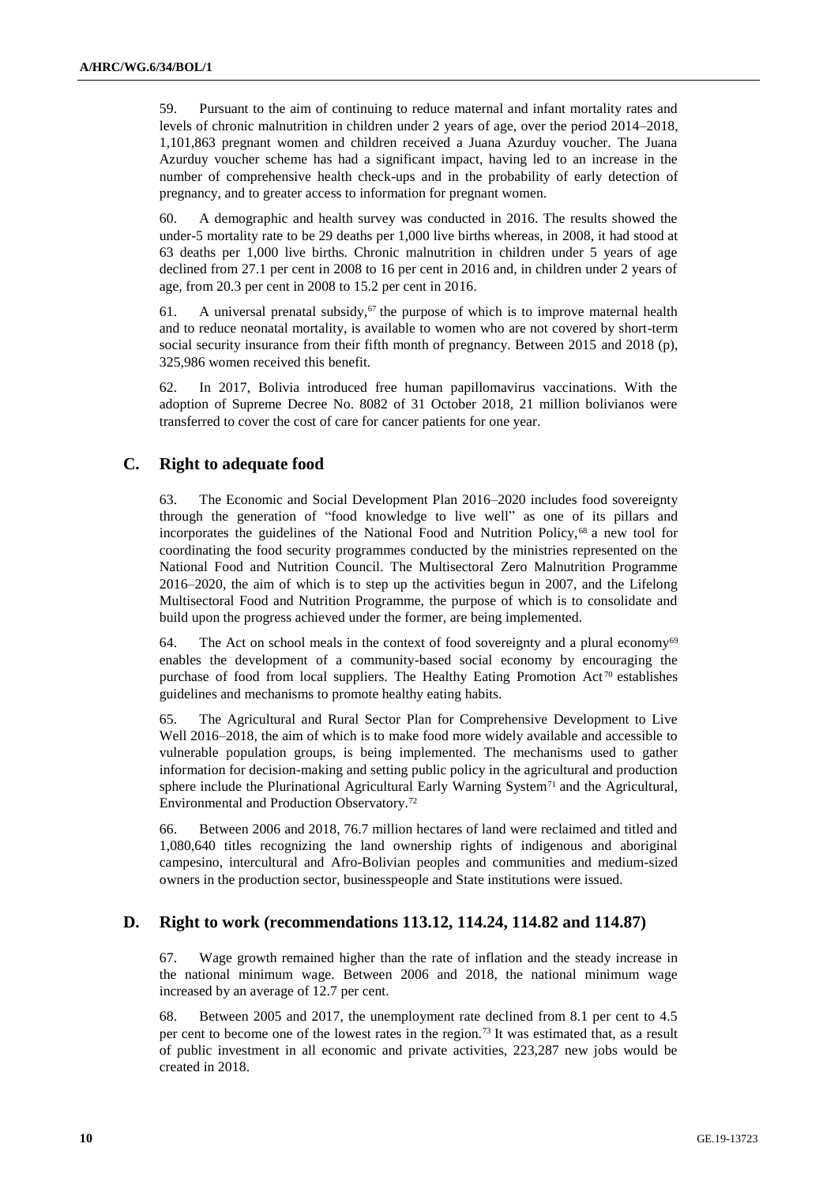59. Pursuant to the aim of continuing to reduce maternal and infant mortality rates and levels of chronic malnutrition in children under 2 years of age, over the period 2014–2018, 1,101,863 pregnant women and children received a Juana Azurduy voucher. The Juana Azurduy voucher scheme has had a significant impact, having led to an increase in the number of comprehensive health check-ups and in the probability of early detection of pregnancy, and to greater access to information for pregnant women.

60. A demographic and health survey was conducted in 2016. The results showed the under-5 mortality rate to be 29 deaths per 1,000 live births whereas, in 2008, it had stood at 63 deaths per 1,000 live births. Chronic malnutrition in children under 5 years of age declined from 27.1 per cent in 2008 to 16 per cent in 2016 and, in children under 2 years of age, from 20.3 per cent in 2008 to 15.2 per cent in 2016.

61. A universal prenatal subsidy,[67] the purpose of which is to improve maternal health and to reduce neonatal mortality, is available to women who are not covered by short-term social security insurance from their fifth month of pregnancy. Between 2015 and 2018 (p), 325,986 women received this benefit.

62. In 2017, Bolivia introduced free human papillomavirus vaccinations. With the adoption of Supreme Decree No. 8082 of 31 October 2018, 21 million bolivianos were transferred to cover the cost of care for cancer patients for one year.

## C. Right to adequate food

63. The Economic and Social Development Plan 2016–2020 includes food sovereignty through the generation of "food knowledge to live well" as one of its pillars and incorporates the guidelines of the National Food and Nutrition Policy,[68] a new tool for coordinating the food security programmes conducted by the ministries represented on the National Food and Nutrition Council. The Multisectoral Zero Malnutrition Programme 2016–2020, the aim of which is to step up the activities begun in 2007, and the Lifelong Multisectoral Food and Nutrition Programme, the purpose of which is to consolidate and build upon the progress achieved under the former, are being implemented.

64. The Act on school meals in the context of food sovereignty and a plural economy[69] enables the development of a community-based social economy by encouraging the purchase of food from local suppliers. The Healthy Eating Promotion Act[70] establishes guidelines and mechanisms to promote healthy eating habits.

65. The Agricultural and Rural Sector Plan for Comprehensive Development to Live Well 2016–2018, the aim of which is to make food more widely available and accessible to vulnerable population groups, is being implemented. The mechanisms used to gather information for decision-making and setting public policy in the agricultural and production sphere include the Plurinational Agricultural Early Warning System[71] and the Agricultural, Environmental and Production Observatory.[72]

66. Between 2006 and 2018, 76.7 million hectares of land were reclaimed and titled and 1,080,640 titles recognizing the land ownership rights of indigenous and aboriginal campesino, intercultural and Afro-Bolivian peoples and communities and medium-sized owners in the production sector, businesspeople and State institutions were issued.

## D. Right to work (recommendations 113.12, 114.24, 114.82 and 114.87)

67. Wage growth remained higher than the rate of inflation and the steady increase in the national minimum wage. Between 2006 and 2018, the national minimum wage increased by an average of 12.7 per cent.

68. Between 2005 and 2017, the unemployment rate declined from 8.1 per cent to 4.5 per cent to become one of the lowest rates in the region.[73] It was estimated that, as a result of public investment in all economic and private activities, 223,287 new jobs would be created in 2018.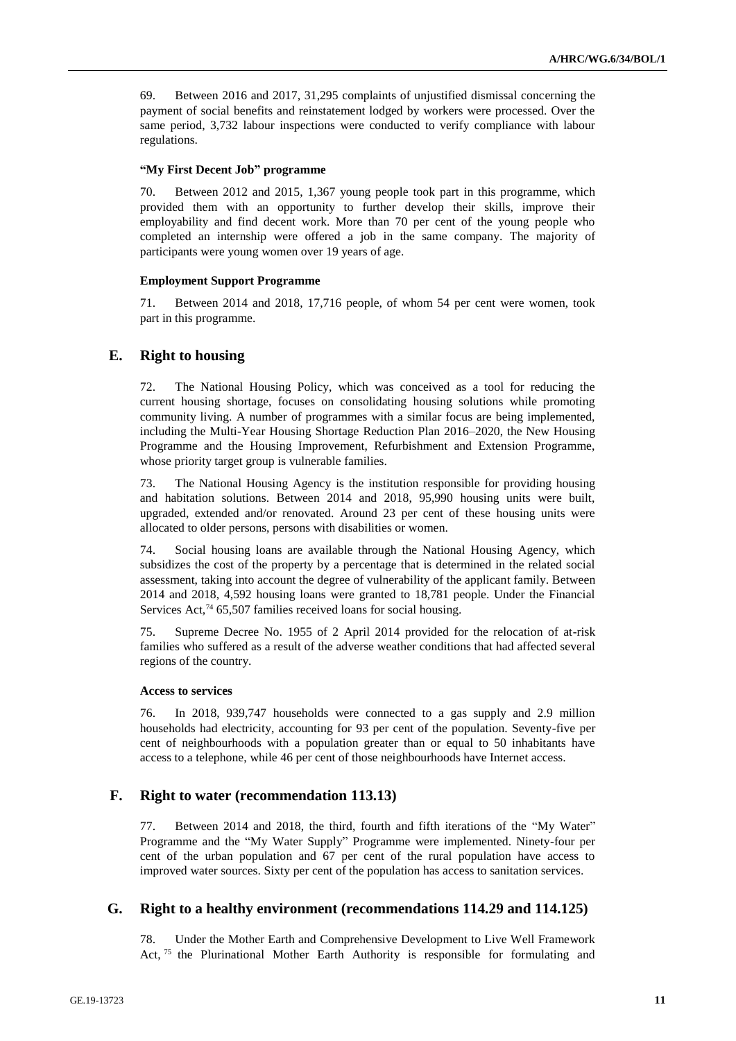69. Between 2016 and 2017, 31,295 complaints of unjustified dismissal concerning the payment of social benefits and reinstatement lodged by workers were processed. Over the same period, 3,732 labour inspections were conducted to verify compliance with labour regulations.

#### "My First Decent Job" programme

70. Between 2012 and 2015, 1,367 young people took part in this programme, which provided them with an opportunity to further develop their skills, improve their employability and find decent work. More than 70 per cent of the young people who completed an internship were offered a job in the same company. The majority of participants were young women over 19 years of age.

#### Employment Support Programme

71. Between 2014 and 2018, 17,716 people, of whom 54 per cent were women, took part in this programme.

## E. Right to housing

72. The National Housing Policy, which was conceived as a tool for reducing the current housing shortage, focuses on consolidating housing solutions while promoting community living. A number of programmes with a similar focus are being implemented, including the Multi-Year Housing Shortage Reduction Plan 2016–2020, the New Housing Programme and the Housing Improvement, Refurbishment and Extension Programme, whose priority target group is vulnerable families.

73. The National Housing Agency is the institution responsible for providing housing and habitation solutions. Between 2014 and 2018, 95,990 housing units were built, upgraded, extended and/or renovated. Around 23 per cent of these housing units were allocated to older persons, persons with disabilities or women.

74. Social housing loans are available through the National Housing Agency, which subsidizes the cost of the property by a percentage that is determined in the related social assessment, taking into account the degree of vulnerability of the applicant family. Between 2014 and 2018, 4,592 housing loans were granted to 18,781 people. Under the Financial Services Act,[74] 65,507 families received loans for social housing.

75. Supreme Decree No. 1955 of 2 April 2014 provided for the relocation of at-risk families who suffered as a result of the adverse weather conditions that had affected several regions of the country.

#### Access to services

76. In 2018, 939,747 households were connected to a gas supply and 2.9 million households had electricity, accounting for 93 per cent of the population. Seventy-five per cent of neighbourhoods with a population greater than or equal to 50 inhabitants have access to a telephone, while 46 per cent of those neighbourhoods have Internet access.

## F. Right to water (recommendation 113.13)

77. Between 2014 and 2018, the third, fourth and fifth iterations of the "My Water" Programme and the "My Water Supply" Programme were implemented. Ninety-four per cent of the urban population and 67 per cent of the rural population have access to improved water sources. Sixty per cent of the population has access to sanitation services.

## G. Right to a healthy environment (recommendations 114.29 and 114.125)

78. Under the Mother Earth and Comprehensive Development to Live Well Framework Act,[75] the Plurinational Mother Earth Authority is responsible for formulating and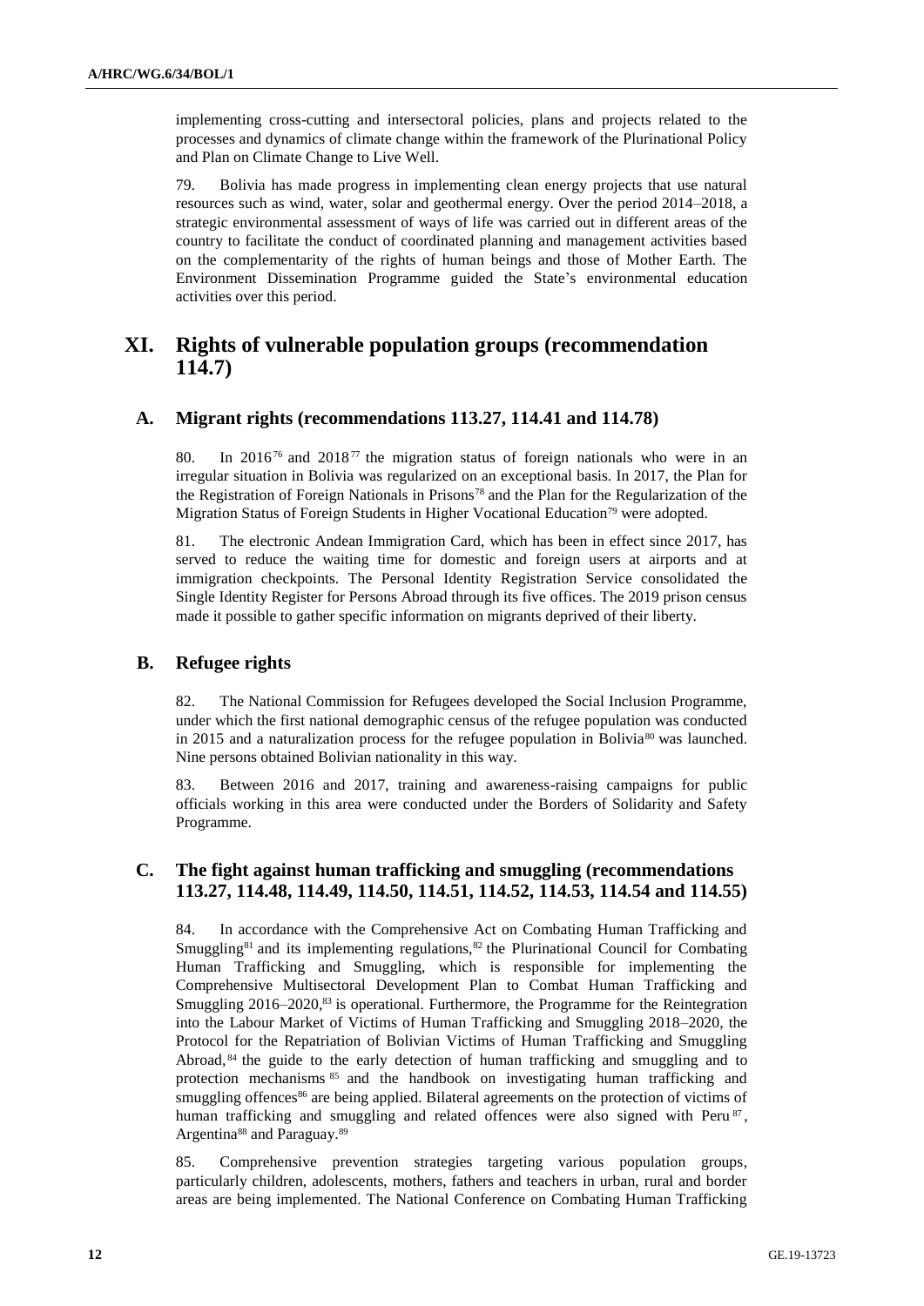implementing cross-cutting and intersectoral policies, plans and projects related to the processes and dynamics of climate change within the framework of the Plurinational Policy and Plan on Climate Change to Live Well.

79. Bolivia has made progress in implementing clean energy projects that use natural resources such as wind, water, solar and geothermal energy. Over the period 2014–2018, a strategic environmental assessment of ways of life was carried out in different areas of the country to facilitate the conduct of coordinated planning and management activities based on the complementarity of the rights of human beings and those of Mother Earth. The Environment Dissemination Programme guided the State's environmental education activities over this period.

# XI. Rights of vulnerable population groups (recommendation 114.7)

## A. Migrant rights (recommendations 113.27, 114.41 and 114.78)

80. In 2016[76] and 2018[77] the migration status of foreign nationals who were in an irregular situation in Bolivia was regularized on an exceptional basis. In 2017, the Plan for the Registration of Foreign Nationals in Prisons[78] and the Plan for the Regularization of the Migration Status of Foreign Students in Higher Vocational Education[79] were adopted.

81. The electronic Andean Immigration Card, which has been in effect since 2017, has served to reduce the waiting time for domestic and foreign users at airports and at immigration checkpoints. The Personal Identity Registration Service consolidated the Single Identity Register for Persons Abroad through its five offices. The 2019 prison census made it possible to gather specific information on migrants deprived of their liberty.

## B. Refugee rights

82. The National Commission for Refugees developed the Social Inclusion Programme, under which the first national demographic census of the refugee population was conducted in 2015 and a naturalization process for the refugee population in Bolivia[80] was launched. Nine persons obtained Bolivian nationality in this way.

83. Between 2016 and 2017, training and awareness-raising campaigns for public officials working in this area were conducted under the Borders of Solidarity and Safety Programme.

## C. The fight against human trafficking and smuggling (recommendations 113.27, 114.48, 114.49, 114.50, 114.51, 114.52, 114.53, 114.54 and 114.55)

84. In accordance with the Comprehensive Act on Combating Human Trafficking and Smuggling[81] and its implementing regulations,[82] the Plurinational Council for Combating Human Trafficking and Smuggling, which is responsible for implementing the Comprehensive Multisectoral Development Plan to Combat Human Trafficking and Smuggling 2016–2020,[83] is operational. Furthermore, the Programme for the Reintegration into the Labour Market of Victims of Human Trafficking and Smuggling 2018–2020, the Protocol for the Repatriation of Bolivian Victims of Human Trafficking and Smuggling Abroad,[84] the guide to the early detection of human trafficking and smuggling and to protection mechanisms[85] and the handbook on investigating human trafficking and smuggling offences[86] are being applied. Bilateral agreements on the protection of victims of human trafficking and smuggling and related offences were also signed with Peru[87], Argentina[88] and Paraguay.[89]

85. Comprehensive prevention strategies targeting various population groups, particularly children, adolescents, mothers, fathers and teachers in urban, rural and border areas are being implemented. The National Conference on Combating Human Trafficking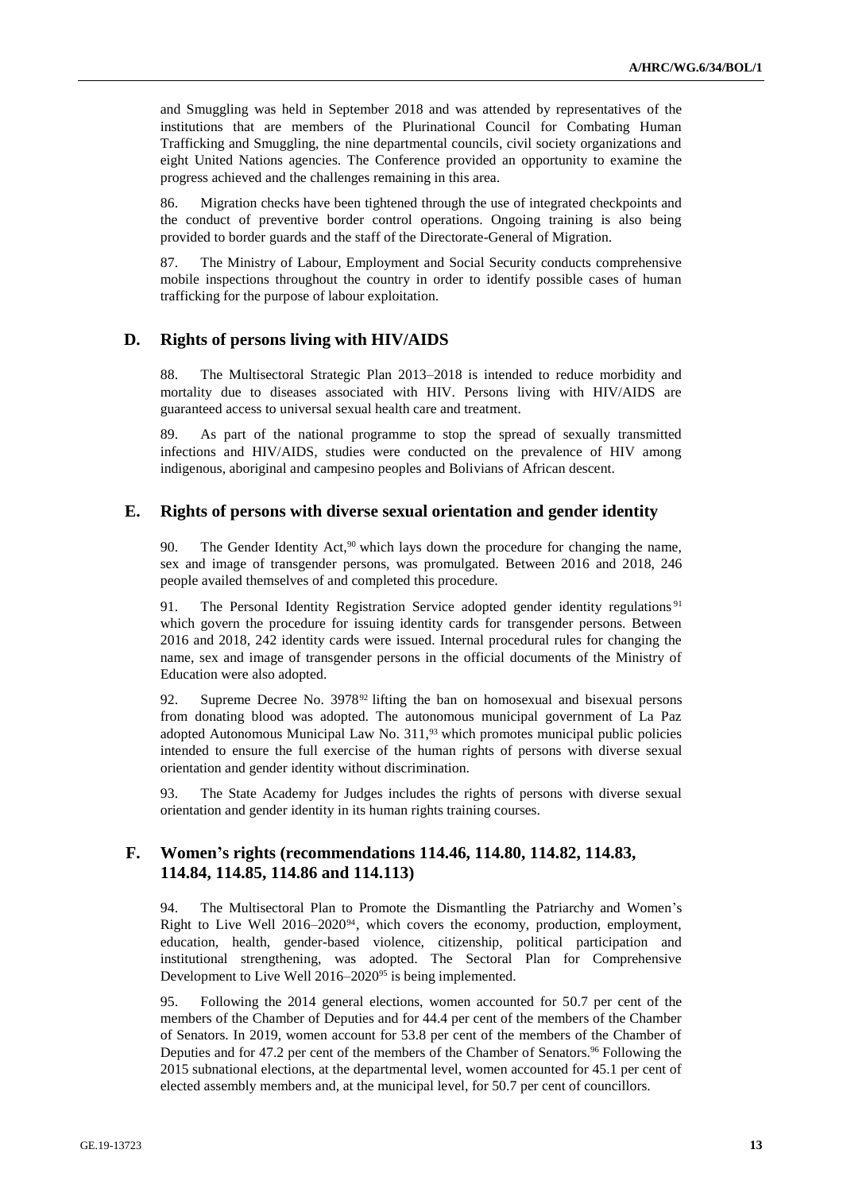and Smuggling was held in September 2018 and was attended by representatives of the institutions that are members of the Plurinational Council for Combating Human Trafficking and Smuggling, the nine departmental councils, civil society organizations and eight United Nations agencies. The Conference provided an opportunity to examine the progress achieved and the challenges remaining in this area.

86. Migration checks have been tightened through the use of integrated checkpoints and the conduct of preventive border control operations. Ongoing training is also being provided to border guards and the staff of the Directorate-General of Migration.

87. The Ministry of Labour, Employment and Social Security conducts comprehensive mobile inspections throughout the country in order to identify possible cases of human trafficking for the purpose of labour exploitation.

## D. Rights of persons living with HIV/AIDS

88. The Multisectoral Strategic Plan 2013–2018 is intended to reduce morbidity and mortality due to diseases associated with HIV. Persons living with HIV/AIDS are guaranteed access to universal sexual health care and treatment.

89. As part of the national programme to stop the spread of sexually transmitted infections and HIV/AIDS, studies were conducted on the prevalence of HIV among indigenous, aboriginal and campesino peoples and Bolivians of African descent.

## E. Rights of persons with diverse sexual orientation and gender identity

90. The Gender Identity Act,[90] which lays down the procedure for changing the name, sex and image of transgender persons, was promulgated. Between 2016 and 2018, 246 people availed themselves of and completed this procedure.

91. The Personal Identity Registration Service adopted gender identity regulations[91] which govern the procedure for issuing identity cards for transgender persons. Between 2016 and 2018, 242 identity cards were issued. Internal procedural rules for changing the name, sex and image of transgender persons in the official documents of the Ministry of Education were also adopted.

92. Supreme Decree No. 3978[92] lifting the ban on homosexual and bisexual persons from donating blood was adopted. The autonomous municipal government of La Paz adopted Autonomous Municipal Law No. 311,[93] which promotes municipal public policies intended to ensure the full exercise of the human rights of persons with diverse sexual orientation and gender identity without discrimination.

93. The State Academy for Judges includes the rights of persons with diverse sexual orientation and gender identity in its human rights training courses.

## F. Women's rights (recommendations 114.46, 114.80, 114.82, 114.83, 114.84, 114.85, 114.86 and 114.113)

94. The Multisectoral Plan to Promote the Dismantling the Patriarchy and Women's Right to Live Well 2016–2020[94], which covers the economy, production, employment, education, health, gender-based violence, citizenship, political participation and institutional strengthening, was adopted. The Sectoral Plan for Comprehensive Development to Live Well 2016–2020[95] is being implemented.

95. Following the 2014 general elections, women accounted for 50.7 per cent of the members of the Chamber of Deputies and for 44.4 per cent of the members of the Chamber of Senators. In 2019, women account for 53.8 per cent of the members of the Chamber of Deputies and for 47.2 per cent of the members of the Chamber of Senators.[96] Following the 2015 subnational elections, at the departmental level, women accounted for 45.1 per cent of elected assembly members and, at the municipal level, for 50.7 per cent of councillors.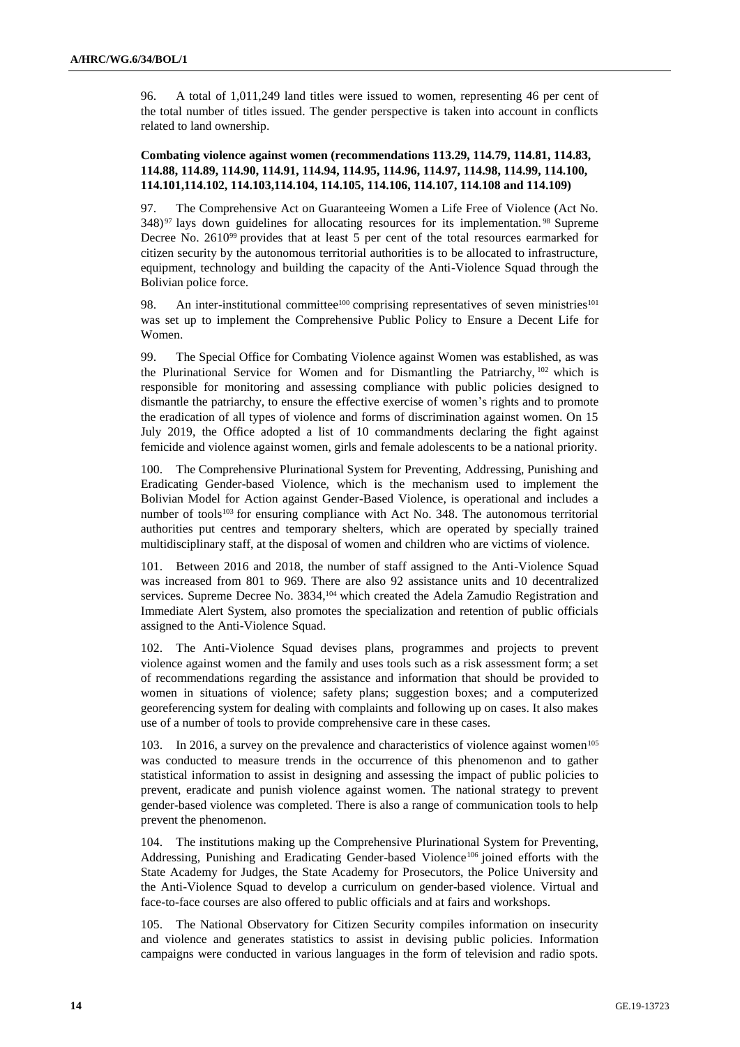96. A total of 1,011,249 land titles were issued to women, representing 46 per cent of the total number of titles issued. The gender perspective is taken into account in conflicts related to land ownership.

**Combating violence against women (recommendations 113.29, 114.79, 114.81, 114.83, 114.88, 114.89, 114.90, 114.91, 114.94, 114.95, 114.96, 114.97, 114.98, 114.99, 114.100, 114.101,114.102, 114.103,114.104, 114.105, 114.106, 114.107, 114.108 and 114.109)**

97. The Comprehensive Act on Guaranteeing Women a Life Free of Violence (Act No. 348)[97] lays down guidelines for allocating resources for its implementation.[98] Supreme Decree No. 2610[99] provides that at least 5 per cent of the total resources earmarked for citizen security by the autonomous territorial authorities is to be allocated to infrastructure, equipment, technology and building the capacity of the Anti-Violence Squad through the Bolivian police force.

98. An inter-institutional committee[100] comprising representatives of seven ministries[101] was set up to implement the Comprehensive Public Policy to Ensure a Decent Life for Women.

99. The Special Office for Combating Violence against Women was established, as was the Plurinational Service for Women and for Dismantling the Patriarchy,[102] which is responsible for monitoring and assessing compliance with public policies designed to dismantle the patriarchy, to ensure the effective exercise of women's rights and to promote the eradication of all types of violence and forms of discrimination against women. On 15 July 2019, the Office adopted a list of 10 commandments declaring the fight against femicide and violence against women, girls and female adolescents to be a national priority.

100. The Comprehensive Plurinational System for Preventing, Addressing, Punishing and Eradicating Gender-based Violence, which is the mechanism used to implement the Bolivian Model for Action against Gender-Based Violence, is operational and includes a number of tools[103] for ensuring compliance with Act No. 348. The autonomous territorial authorities put centres and temporary shelters, which are operated by specially trained multidisciplinary staff, at the disposal of women and children who are victims of violence.

101. Between 2016 and 2018, the number of staff assigned to the Anti-Violence Squad was increased from 801 to 969. There are also 92 assistance units and 10 decentralized services. Supreme Decree No. 3834,[104] which created the Adela Zamudio Registration and Immediate Alert System, also promotes the specialization and retention of public officials assigned to the Anti-Violence Squad.

102. The Anti-Violence Squad devises plans, programmes and projects to prevent violence against women and the family and uses tools such as a risk assessment form; a set of recommendations regarding the assistance and information that should be provided to women in situations of violence; safety plans; suggestion boxes; and a computerized georeferencing system for dealing with complaints and following up on cases. It also makes use of a number of tools to provide comprehensive care in these cases.

103. In 2016, a survey on the prevalence and characteristics of violence against women[105] was conducted to measure trends in the occurrence of this phenomenon and to gather statistical information to assist in designing and assessing the impact of public policies to prevent, eradicate and punish violence against women. The national strategy to prevent gender-based violence was completed. There is also a range of communication tools to help prevent the phenomenon.

104. The institutions making up the Comprehensive Plurinational System for Preventing, Addressing, Punishing and Eradicating Gender-based Violence[106] joined efforts with the State Academy for Judges, the State Academy for Prosecutors, the Police University and the Anti-Violence Squad to develop a curriculum on gender-based violence. Virtual and face-to-face courses are also offered to public officials and at fairs and workshops.

105. The National Observatory for Citizen Security compiles information on insecurity and violence and generates statistics to assist in devising public policies. Information campaigns were conducted in various languages in the form of television and radio spots.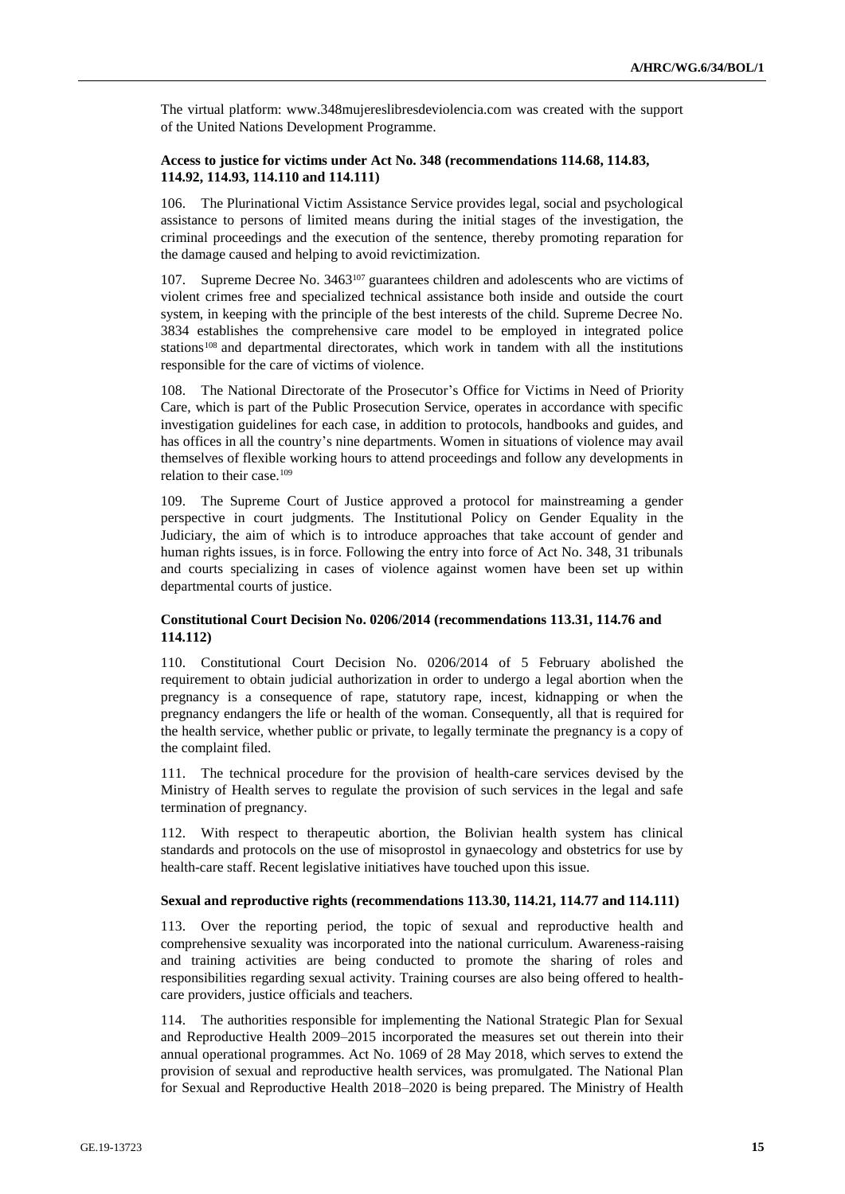The virtual platform: www.348mujereslibresdeviolencia.com was created with the support of the United Nations Development Programme.

### Access to justice for victims under Act No. 348 (recommendations 114.68, 114.83, 114.92, 114.93, 114.110 and 114.111)

106. The Plurinational Victim Assistance Service provides legal, social and psychological assistance to persons of limited means during the initial stages of the investigation, the criminal proceedings and the execution of the sentence, thereby promoting reparation for the damage caused and helping to avoid revictimization.

107. Supreme Decree No. 3463[107] guarantees children and adolescents who are victims of violent crimes free and specialized technical assistance both inside and outside the court system, in keeping with the principle of the best interests of the child. Supreme Decree No. 3834 establishes the comprehensive care model to be employed in integrated police stations[108] and departmental directorates, which work in tandem with all the institutions responsible for the care of victims of violence.

108. The National Directorate of the Prosecutor's Office for Victims in Need of Priority Care, which is part of the Public Prosecution Service, operates in accordance with specific investigation guidelines for each case, in addition to protocols, handbooks and guides, and has offices in all the country's nine departments. Women in situations of violence may avail themselves of flexible working hours to attend proceedings and follow any developments in relation to their case.[109]

109. The Supreme Court of Justice approved a protocol for mainstreaming a gender perspective in court judgments. The Institutional Policy on Gender Equality in the Judiciary, the aim of which is to introduce approaches that take account of gender and human rights issues, is in force. Following the entry into force of Act No. 348, 31 tribunals and courts specializing in cases of violence against women have been set up within departmental courts of justice.

### Constitutional Court Decision No. 0206/2014 (recommendations 113.31, 114.76 and 114.112)

110. Constitutional Court Decision No. 0206/2014 of 5 February abolished the requirement to obtain judicial authorization in order to undergo a legal abortion when the pregnancy is a consequence of rape, statutory rape, incest, kidnapping or when the pregnancy endangers the life or health of the woman. Consequently, all that is required for the health service, whether public or private, to legally terminate the pregnancy is a copy of the complaint filed.

111. The technical procedure for the provision of health-care services devised by the Ministry of Health serves to regulate the provision of such services in the legal and safe termination of pregnancy.

112. With respect to therapeutic abortion, the Bolivian health system has clinical standards and protocols on the use of misoprostol in gynaecology and obstetrics for use by health-care staff. Recent legislative initiatives have touched upon this issue.

### Sexual and reproductive rights (recommendations 113.30, 114.21, 114.77 and 114.111)

113. Over the reporting period, the topic of sexual and reproductive health and comprehensive sexuality was incorporated into the national curriculum. Awareness-raising and training activities are being conducted to promote the sharing of roles and responsibilities regarding sexual activity. Training courses are also being offered to health-care providers, justice officials and teachers.

114. The authorities responsible for implementing the National Strategic Plan for Sexual and Reproductive Health 2009–2015 incorporated the measures set out therein into their annual operational programmes. Act No. 1069 of 28 May 2018, which serves to extend the provision of sexual and reproductive health services, was promulgated. The National Plan for Sexual and Reproductive Health 2018–2020 is being prepared. The Ministry of Health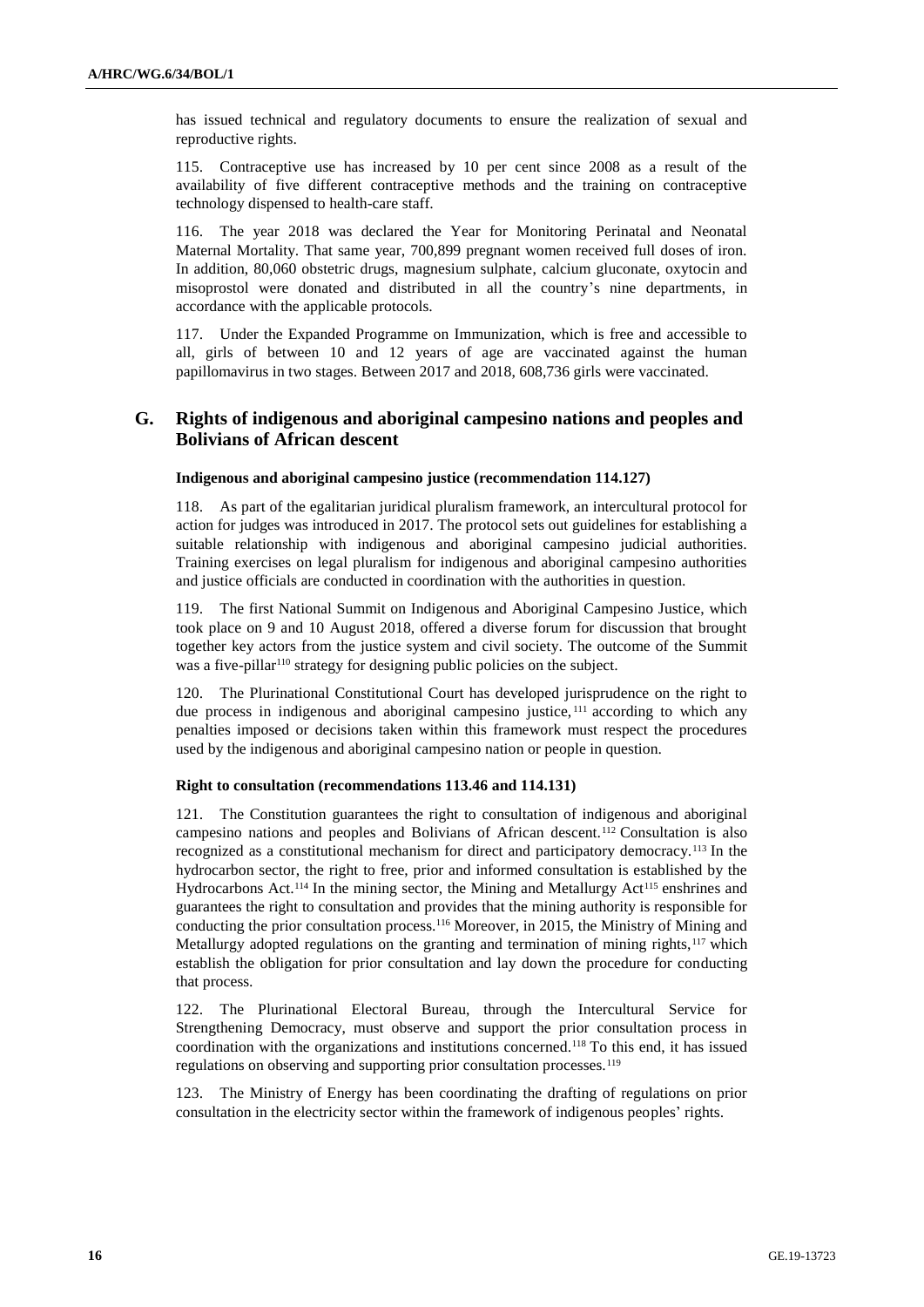has issued technical and regulatory documents to ensure the realization of sexual and reproductive rights.

115. Contraceptive use has increased by 10 per cent since 2008 as a result of the availability of five different contraceptive methods and the training on contraceptive technology dispensed to health-care staff.

116. The year 2018 was declared the Year for Monitoring Perinatal and Neonatal Maternal Mortality. That same year, 700,899 pregnant women received full doses of iron. In addition, 80,060 obstetric drugs, magnesium sulphate, calcium gluconate, oxytocin and misoprostol were donated and distributed in all the country's nine departments, in accordance with the applicable protocols.

117. Under the Expanded Programme on Immunization, which is free and accessible to all, girls of between 10 and 12 years of age are vaccinated against the human papillomavirus in two stages. Between 2017 and 2018, 608,736 girls were vaccinated.

## G. Rights of indigenous and aboriginal campesino nations and peoples and Bolivians of African descent

**Indigenous and aboriginal campesino justice (recommendation 114.127)**

118. As part of the egalitarian juridical pluralism framework, an intercultural protocol for action for judges was introduced in 2017. The protocol sets out guidelines for establishing a suitable relationship with indigenous and aboriginal campesino judicial authorities. Training exercises on legal pluralism for indigenous and aboriginal campesino authorities and justice officials are conducted in coordination with the authorities in question.

119. The first National Summit on Indigenous and Aboriginal Campesino Justice, which took place on 9 and 10 August 2018, offered a diverse forum for discussion that brought together key actors from the justice system and civil society. The outcome of the Summit was a five-pillar[110] strategy for designing public policies on the subject.

120. The Plurinational Constitutional Court has developed jurisprudence on the right to due process in indigenous and aboriginal campesino justice,[111] according to which any penalties imposed or decisions taken within this framework must respect the procedures used by the indigenous and aboriginal campesino nation or people in question.

**Right to consultation (recommendations 113.46 and 114.131)**

121. The Constitution guarantees the right to consultation of indigenous and aboriginal campesino nations and peoples and Bolivians of African descent.[112] Consultation is also recognized as a constitutional mechanism for direct and participatory democracy.[113] In the hydrocarbon sector, the right to free, prior and informed consultation is established by the Hydrocarbons Act.[114] In the mining sector, the Mining and Metallurgy Act[115] enshrines and guarantees the right to consultation and provides that the mining authority is responsible for conducting the prior consultation process.[116] Moreover, in 2015, the Ministry of Mining and Metallurgy adopted regulations on the granting and termination of mining rights,[117] which establish the obligation for prior consultation and lay down the procedure for conducting that process.

122. The Plurinational Electoral Bureau, through the Intercultural Service for Strengthening Democracy, must observe and support the prior consultation process in coordination with the organizations and institutions concerned.[118] To this end, it has issued regulations on observing and supporting prior consultation processes.[119]

123. The Ministry of Energy has been coordinating the drafting of regulations on prior consultation in the electricity sector within the framework of indigenous peoples' rights.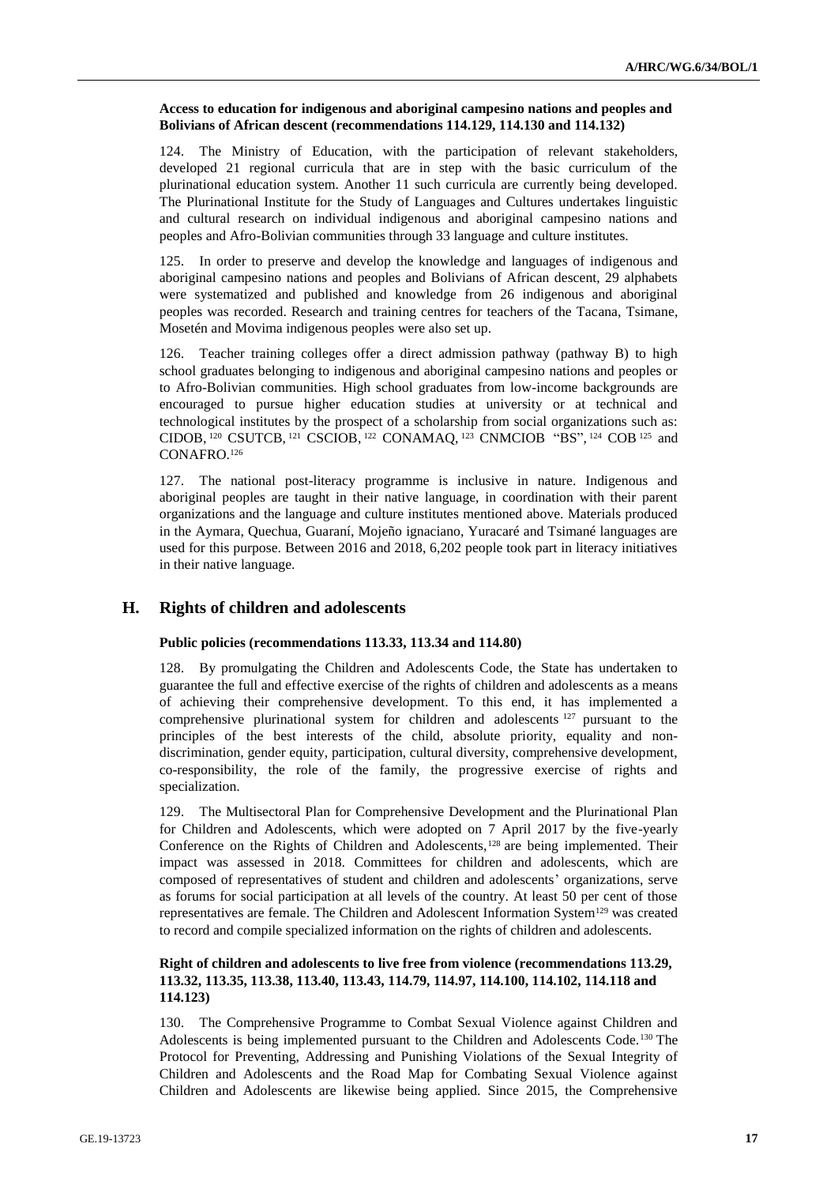**Access to education for indigenous and aboriginal campesino nations and peoples and Bolivians of African descent (recommendations 114.129, 114.130 and 114.132)**

124. The Ministry of Education, with the participation of relevant stakeholders, developed 21 regional curricula that are in step with the basic curriculum of the plurinational education system. Another 11 such curricula are currently being developed. The Plurinational Institute for the Study of Languages and Cultures undertakes linguistic and cultural research on individual indigenous and aboriginal campesino nations and peoples and Afro-Bolivian communities through 33 language and culture institutes.

125. In order to preserve and develop the knowledge and languages of indigenous and aboriginal campesino nations and peoples and Bolivians of African descent, 29 alphabets were systematized and published and knowledge from 26 indigenous and aboriginal peoples was recorded. Research and training centres for teachers of the Tacana, Tsimane, Mosetén and Movima indigenous peoples were also set up.

126. Teacher training colleges offer a direct admission pathway (pathway B) to high school graduates belonging to indigenous and aboriginal campesino nations and peoples or to Afro-Bolivian communities. High school graduates from low-income backgrounds are encouraged to pursue higher education studies at university or at technical and technological institutes by the prospect of a scholarship from social organizations such as: CIDOB,[120] CSUTCB,[121] CSCIOB,[122] CONAMAQ,[123] CNMCIOB "BS",[124] COB[125] and CONAFRO.[126]

127. The national post-literacy programme is inclusive in nature. Indigenous and aboriginal peoples are taught in their native language, in coordination with their parent organizations and the language and culture institutes mentioned above. Materials produced in the Aymara, Quechua, Guaraní, Mojeño ignaciano, Yuracaré and Tsimané languages are used for this purpose. Between 2016 and 2018, 6,202 people took part in literacy initiatives in their native language.

## H. Rights of children and adolescents

**Public policies (recommendations 113.33, 113.34 and 114.80)**

128. By promulgating the Children and Adolescents Code, the State has undertaken to guarantee the full and effective exercise of the rights of children and adolescents as a means of achieving their comprehensive development. To this end, it has implemented a comprehensive plurinational system for children and adolescents[127] pursuant to the principles of the best interests of the child, absolute priority, equality and non-discrimination, gender equity, participation, cultural diversity, comprehensive development, co-responsibility, the role of the family, the progressive exercise of rights and specialization.

129. The Multisectoral Plan for Comprehensive Development and the Plurinational Plan for Children and Adolescents, which were adopted on 7 April 2017 by the five-yearly Conference on the Rights of Children and Adolescents,[128] are being implemented. Their impact was assessed in 2018. Committees for children and adolescents, which are composed of representatives of student and children and adolescents' organizations, serve as forums for social participation at all levels of the country. At least 50 per cent of those representatives are female. The Children and Adolescent Information System[129] was created to record and compile specialized information on the rights of children and adolescents.

**Right of children and adolescents to live free from violence (recommendations 113.29, 113.32, 113.35, 113.38, 113.40, 113.43, 114.79, 114.97, 114.100, 114.102, 114.118 and 114.123)**

130. The Comprehensive Programme to Combat Sexual Violence against Children and Adolescents is being implemented pursuant to the Children and Adolescents Code.[130] The Protocol for Preventing, Addressing and Punishing Violations of the Sexual Integrity of Children and Adolescents and the Road Map for Combating Sexual Violence against Children and Adolescents are likewise being applied. Since 2015, the Comprehensive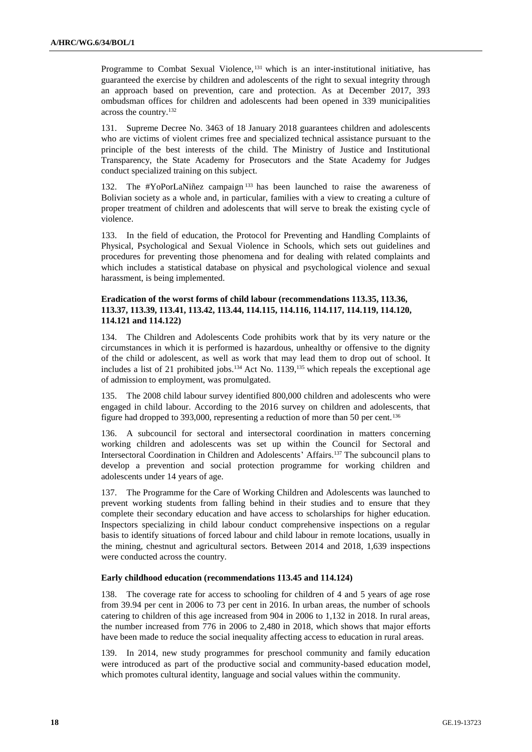Programme to Combat Sexual Violence,[131] which is an inter-institutional initiative, has guaranteed the exercise by children and adolescents of the right to sexual integrity through an approach based on prevention, care and protection. As at December 2017, 393 ombudsman offices for children and adolescents had been opened in 339 municipalities across the country.[132]

131. Supreme Decree No. 3463 of 18 January 2018 guarantees children and adolescents who are victims of violent crimes free and specialized technical assistance pursuant to the principle of the best interests of the child. The Ministry of Justice and Institutional Transparency, the State Academy for Prosecutors and the State Academy for Judges conduct specialized training on this subject.

132. The #YoPorLaNiñez campaign[133] has been launched to raise the awareness of Bolivian society as a whole and, in particular, families with a view to creating a culture of proper treatment of children and adolescents that will serve to break the existing cycle of violence.

133. In the field of education, the Protocol for Preventing and Handling Complaints of Physical, Psychological and Sexual Violence in Schools, which sets out guidelines and procedures for preventing those phenomena and for dealing with related complaints and which includes a statistical database on physical and psychological violence and sexual harassment, is being implemented.

### Eradication of the worst forms of child labour (recommendations 113.35, 113.36, 113.37, 113.39, 113.41, 113.42, 113.44, 114.115, 114.116, 114.117, 114.119, 114.120, 114.121 and 114.122)

134. The Children and Adolescents Code prohibits work that by its very nature or the circumstances in which it is performed is hazardous, unhealthy or offensive to the dignity of the child or adolescent, as well as work that may lead them to drop out of school. It includes a list of 21 prohibited jobs.[134] Act No. 1139,[135] which repeals the exceptional age of admission to employment, was promulgated.

135. The 2008 child labour survey identified 800,000 children and adolescents who were engaged in child labour. According to the 2016 survey on children and adolescents, that figure had dropped to 393,000, representing a reduction of more than 50 per cent.[136]

136. A subcouncil for sectoral and intersectoral coordination in matters concerning working children and adolescents was set up within the Council for Sectoral and Intersectoral Coordination in Children and Adolescents' Affairs.[137] The subcouncil plans to develop a prevention and social protection programme for working children and adolescents under 14 years of age.

137. The Programme for the Care of Working Children and Adolescents was launched to prevent working students from falling behind in their studies and to ensure that they complete their secondary education and have access to scholarships for higher education. Inspectors specializing in child labour conduct comprehensive inspections on a regular basis to identify situations of forced labour and child labour in remote locations, usually in the mining, chestnut and agricultural sectors. Between 2014 and 2018, 1,639 inspections were conducted across the country.

### Early childhood education (recommendations 113.45 and 114.124)

138. The coverage rate for access to schooling for children of 4 and 5 years of age rose from 39.94 per cent in 2006 to 73 per cent in 2016. In urban areas, the number of schools catering to children of this age increased from 904 in 2006 to 1,132 in 2018. In rural areas, the number increased from 776 in 2006 to 2,480 in 2018, which shows that major efforts have been made to reduce the social inequality affecting access to education in rural areas.

139. In 2014, new study programmes for preschool community and family education were introduced as part of the productive social and community-based education model, which promotes cultural identity, language and social values within the community.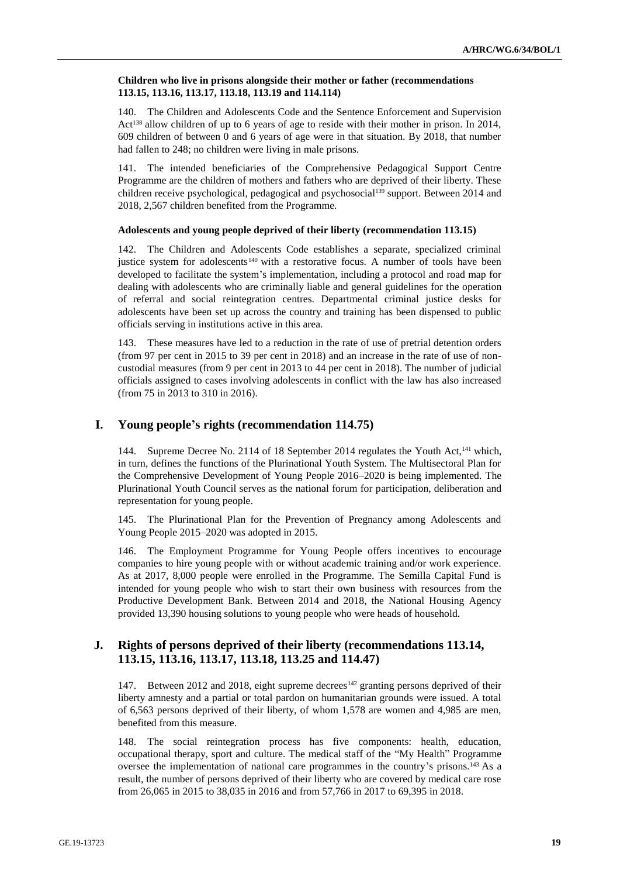**Children who live in prisons alongside their mother or father (recommendations 113.15, 113.16, 113.17, 113.18, 113.19 and 114.114)**

140. The Children and Adolescents Code and the Sentence Enforcement and Supervision Act[138] allow children of up to 6 years of age to reside with their mother in prison. In 2014, 609 children of between 0 and 6 years of age were in that situation. By 2018, that number had fallen to 248; no children were living in male prisons.

141. The intended beneficiaries of the Comprehensive Pedagogical Support Centre Programme are the children of mothers and fathers who are deprived of their liberty. These children receive psychological, pedagogical and psychosocial[139] support. Between 2014 and 2018, 2,567 children benefited from the Programme.

**Adolescents and young people deprived of their liberty (recommendation 113.15)**

142. The Children and Adolescents Code establishes a separate, specialized criminal justice system for adolescents[140] with a restorative focus. A number of tools have been developed to facilitate the system's implementation, including a protocol and road map for dealing with adolescents who are criminally liable and general guidelines for the operation of referral and social reintegration centres. Departmental criminal justice desks for adolescents have been set up across the country and training has been dispensed to public officials serving in institutions active in this area.

143. These measures have led to a reduction in the rate of use of pretrial detention orders (from 97 per cent in 2015 to 39 per cent in 2018) and an increase in the rate of use of non-custodial measures (from 9 per cent in 2013 to 44 per cent in 2018). The number of judicial officials assigned to cases involving adolescents in conflict with the law has also increased (from 75 in 2013 to 310 in 2016).

## I. Young people's rights (recommendation 114.75)

144. Supreme Decree No. 2114 of 18 September 2014 regulates the Youth Act,[141] which, in turn, defines the functions of the Plurinational Youth System. The Multisectoral Plan for the Comprehensive Development of Young People 2016–2020 is being implemented. The Plurinational Youth Council serves as the national forum for participation, deliberation and representation for young people.

145. The Plurinational Plan for the Prevention of Pregnancy among Adolescents and Young People 2015–2020 was adopted in 2015.

146. The Employment Programme for Young People offers incentives to encourage companies to hire young people with or without academic training and/or work experience. As at 2017, 8,000 people were enrolled in the Programme. The Semilla Capital Fund is intended for young people who wish to start their own business with resources from the Productive Development Bank. Between 2014 and 2018, the National Housing Agency provided 13,390 housing solutions to young people who were heads of household.

## J. Rights of persons deprived of their liberty (recommendations 113.14, 113.15, 113.16, 113.17, 113.18, 113.25 and 114.47)

147. Between 2012 and 2018, eight supreme decrees[142] granting persons deprived of their liberty amnesty and a partial or total pardon on humanitarian grounds were issued. A total of 6,563 persons deprived of their liberty, of whom 1,578 are women and 4,985 are men, benefited from this measure.

148. The social reintegration process has five components: health, education, occupational therapy, sport and culture. The medical staff of the "My Health" Programme oversee the implementation of national care programmes in the country's prisons.[143] As a result, the number of persons deprived of their liberty who are covered by medical care rose from 26,065 in 2015 to 38,035 in 2016 and from 57,766 in 2017 to 69,395 in 2018.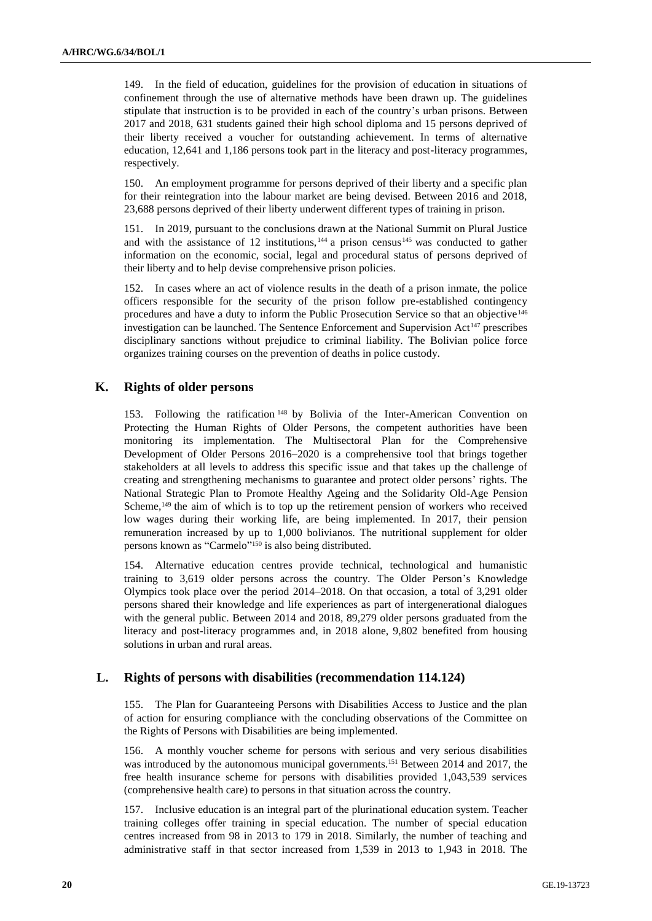149. In the field of education, guidelines for the provision of education in situations of confinement through the use of alternative methods have been drawn up. The guidelines stipulate that instruction is to be provided in each of the country's urban prisons. Between 2017 and 2018, 631 students gained their high school diploma and 15 persons deprived of their liberty received a voucher for outstanding achievement. In terms of alternative education, 12,641 and 1,186 persons took part in the literacy and post-literacy programmes, respectively.

150. An employment programme for persons deprived of their liberty and a specific plan for their reintegration into the labour market are being devised. Between 2016 and 2018, 23,688 persons deprived of their liberty underwent different types of training in prison.

151. In 2019, pursuant to the conclusions drawn at the National Summit on Plural Justice and with the assistance of 12 institutions,[144] a prison census[145] was conducted to gather information on the economic, social, legal and procedural status of persons deprived of their liberty and to help devise comprehensive prison policies.

152. In cases where an act of violence results in the death of a prison inmate, the police officers responsible for the security of the prison follow pre-established contingency procedures and have a duty to inform the Public Prosecution Service so that an objective[146] investigation can be launched. The Sentence Enforcement and Supervision Act[147] prescribes disciplinary sanctions without prejudice to criminal liability. The Bolivian police force organizes training courses on the prevention of deaths in police custody.

## K. Rights of older persons

153. Following the ratification[148] by Bolivia of the Inter-American Convention on Protecting the Human Rights of Older Persons, the competent authorities have been monitoring its implementation. The Multisectoral Plan for the Comprehensive Development of Older Persons 2016–2020 is a comprehensive tool that brings together stakeholders at all levels to address this specific issue and that takes up the challenge of creating and strengthening mechanisms to guarantee and protect older persons' rights. The National Strategic Plan to Promote Healthy Ageing and the Solidarity Old-Age Pension Scheme,[149] the aim of which is to top up the retirement pension of workers who received low wages during their working life, are being implemented. In 2017, their pension remuneration increased by up to 1,000 bolivianos. The nutritional supplement for older persons known as "Carmelo"[150] is also being distributed.

154. Alternative education centres provide technical, technological and humanistic training to 3,619 older persons across the country. The Older Person's Knowledge Olympics took place over the period 2014–2018. On that occasion, a total of 3,291 older persons shared their knowledge and life experiences as part of intergenerational dialogues with the general public. Between 2014 and 2018, 89,279 older persons graduated from the literacy and post-literacy programmes and, in 2018 alone, 9,802 benefited from housing solutions in urban and rural areas.

## L. Rights of persons with disabilities (recommendation 114.124)

155. The Plan for Guaranteeing Persons with Disabilities Access to Justice and the plan of action for ensuring compliance with the concluding observations of the Committee on the Rights of Persons with Disabilities are being implemented.

156. A monthly voucher scheme for persons with serious and very serious disabilities was introduced by the autonomous municipal governments.[151] Between 2014 and 2017, the free health insurance scheme for persons with disabilities provided 1,043,539 services (comprehensive health care) to persons in that situation across the country.

157. Inclusive education is an integral part of the plurinational education system. Teacher training colleges offer training in special education. The number of special education centres increased from 98 in 2013 to 179 in 2018. Similarly, the number of teaching and administrative staff in that sector increased from 1,539 in 2013 to 1,943 in 2018. The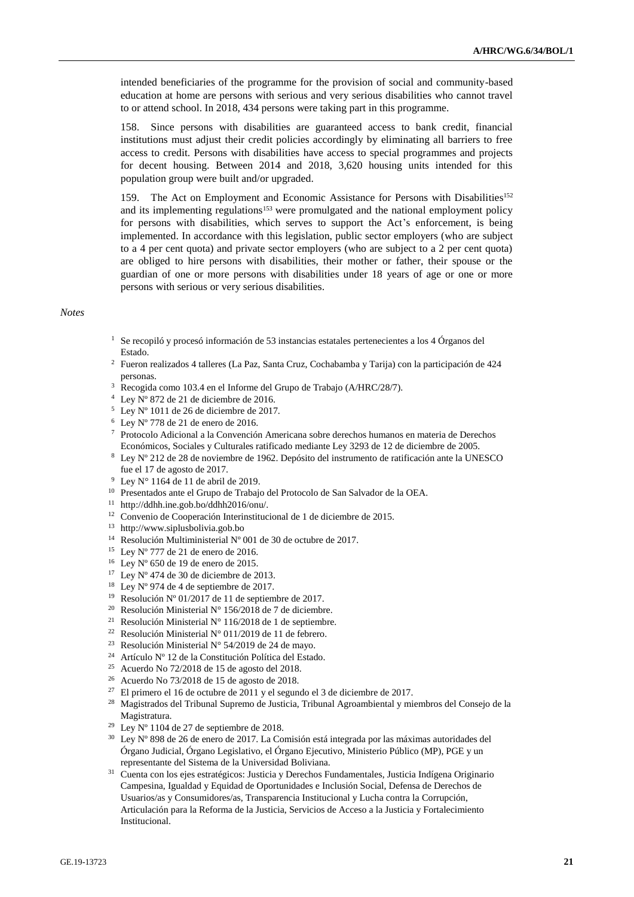intended beneficiaries of the programme for the provision of social and community-based education at home are persons with serious and very serious disabilities who cannot travel to or attend school. In 2018, 434 persons were taking part in this programme.

158. Since persons with disabilities are guaranteed access to bank credit, financial institutions must adjust their credit policies accordingly by eliminating all barriers to free access to credit. Persons with disabilities have access to special programmes and projects for decent housing. Between 2014 and 2018, 3,620 housing units intended for this population group were built and/or upgraded.

159. The Act on Employment and Economic Assistance for Persons with Disabilities[152] and its implementing regulations[153] were promulgated and the national employment policy for persons with disabilities, which serves to support the Act's enforcement, is being implemented. In accordance with this legislation, public sector employers (who are subject to a 4 per cent quota) and private sector employers (who are subject to a 2 per cent quota) are obliged to hire persons with disabilities, their mother or father, their spouse or the guardian of one or more persons with disabilities under 18 years of age or one or more persons with serious or very serious disabilities.

*Notes*

[1] Se recopiló y procesó información de 53 instancias estatales pertenecientes a los 4 Órganos del Estado.

[2] Fueron realizados 4 talleres (La Paz, Santa Cruz, Cochabamba y Tarija) con la participación de 424 personas.

[3] Recogida como 103.4 en el Informe del Grupo de Trabajo (A/HRC/28/7).

[4] Ley Nº 872 de 21 de diciembre de 2016.

[5] Ley Nº 1011 de 26 de diciembre de 2017.

[6] Ley Nº 778 de 21 de enero de 2016.

[7] Protocolo Adicional a la Convención Americana sobre derechos humanos en materia de Derechos Económicos, Sociales y Culturales ratificado mediante Ley 3293 de 12 de diciembre de 2005.

[8] Ley Nº 212 de 28 de noviembre de 1962. Depósito del instrumento de ratificación ante la UNESCO fue el 17 de agosto de 2017.

[9] Ley N° 1164 de 11 de abril de 2019.

[10] Presentados ante el Grupo de Trabajo del Protocolo de San Salvador de la OEA.

[11] http://ddhh.ine.gob.bo/ddhh2016/onu/.

[12] Convenio de Cooperación Interinstitucional de 1 de diciembre de 2015.

[13] http://www.siplusbolivia.gob.bo

[14] Resolución Multiministerial Nº 001 de 30 de octubre de 2017.

[15] Ley Nº 777 de 21 de enero de 2016.

[16] Ley Nº 650 de 19 de enero de 2015.

[17] Ley Nº 474 de 30 de diciembre de 2013.

[18] Ley Nº 974 de 4 de septiembre de 2017.

[19] Resolución Nº 01/2017 de 11 de septiembre de 2017.

[20] Resolución Ministerial N° 156/2018 de 7 de diciembre.

[21] Resolución Ministerial N° 116/2018 de 1 de septiembre.

[22] Resolución Ministerial N° 011/2019 de 11 de febrero.

[23] Resolución Ministerial N° 54/2019 de 24 de mayo.

[24] Artículo Nº 12 de la Constitución Política del Estado.

[25] Acuerdo No 72/2018 de 15 de agosto del 2018.

[26] Acuerdo No 73/2018 de 15 de agosto de 2018.

[27] El primero el 16 de octubre de 2011 y el segundo el 3 de diciembre de 2017.

[28] Magistrados del Tribunal Supremo de Justicia, Tribunal Agroambiental y miembros del Consejo de la Magistratura.

[29] Ley Nº 1104 de 27 de septiembre de 2018.

[30] Ley Nº 898 de 26 de enero de 2017. La Comisión está integrada por las máximas autoridades del Órgano Judicial, Órgano Legislativo, el Órgano Ejecutivo, Ministerio Público (MP), PGE y un representante del Sistema de la Universidad Boliviana.

[31] Cuenta con los ejes estratégicos: Justicia y Derechos Fundamentales, Justicia Indígena Originario Campesina, Igualdad y Equidad de Oportunidades e Inclusión Social, Defensa de Derechos de Usuarios/as y Consumidores/as, Transparencia Institucional y Lucha contra la Corrupción, Articulación para la Reforma de la Justicia, Servicios de Acceso a la Justicia y Fortalecimiento Institucional.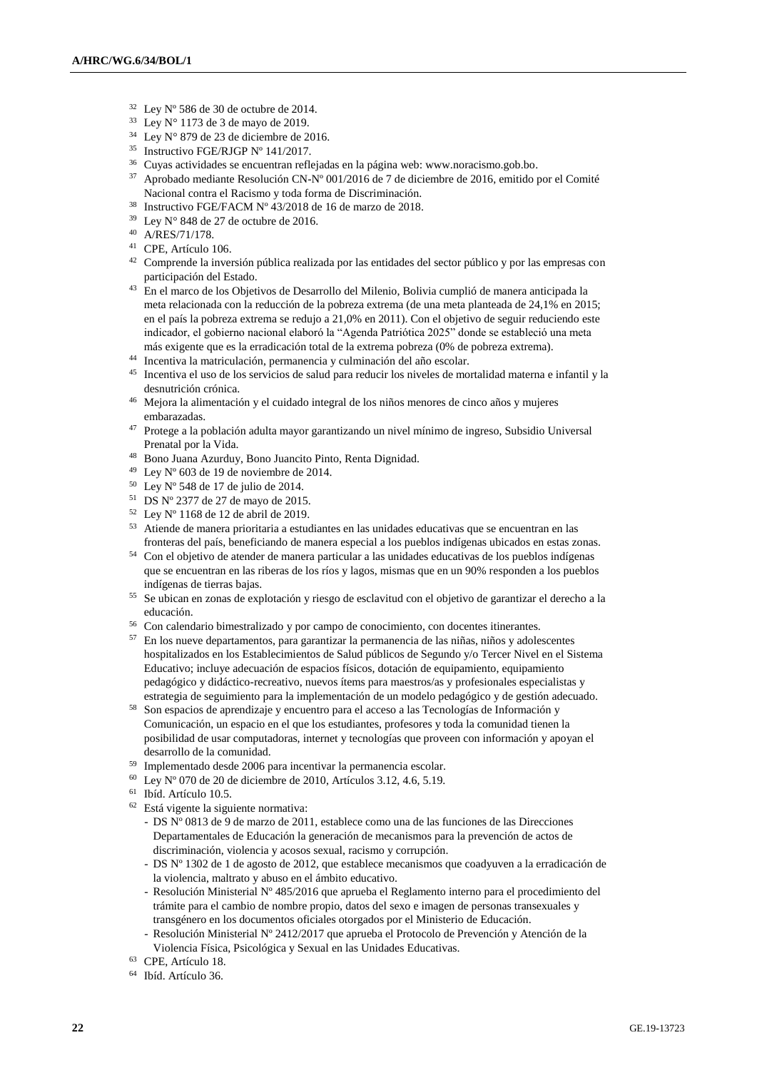[32] Ley Nº 586 de 30 de octubre de 2014.

[33] Ley N° 1173 de 3 de mayo de 2019.

[34] Ley N° 879 de 23 de diciembre de 2016.

[35] Instructivo FGE/RJGP Nº 141/2017.

[36] Cuyas actividades se encuentran reflejadas en la página web: www.noracismo.gob.bo.

[37] Aprobado mediante Resolución CN-Nº 001/2016 de 7 de diciembre de 2016, emitido por el Comité Nacional contra el Racismo y toda forma de Discriminación.

[38] Instructivo FGE/FACM Nº 43/2018 de 16 de marzo de 2018.

[39] Ley N° 848 de 27 de octubre de 2016.

[40] A/RES/71/178.

[41] CPE, Artículo 106.

[42] Comprende la inversión pública realizada por las entidades del sector público y por las empresas con participación del Estado.

[43] En el marco de los Objetivos de Desarrollo del Milenio, Bolivia cumplió de manera anticipada la meta relacionada con la reducción de la pobreza extrema (de una meta planteada de 24,1% en 2015; en el país la pobreza extrema se redujo a 21,0% en 2011). Con el objetivo de seguir reduciendo este indicador, el gobierno nacional elaboró la "Agenda Patriótica 2025" donde se estableció una meta más exigente que es la erradicación total de la extrema pobreza (0% de pobreza extrema).

[44] Incentiva la matriculación, permanencia y culminación del año escolar.

[45] Incentiva el uso de los servicios de salud para reducir los niveles de mortalidad materna e infantil y la desnutrición crónica.

[46] Mejora la alimentación y el cuidado integral de los niños menores de cinco años y mujeres embarazadas.

[47] Protege a la población adulta mayor garantizando un nivel mínimo de ingreso, Subsidio Universal Prenatal por la Vida.

[48] Bono Juana Azurduy, Bono Juancito Pinto, Renta Dignidad.

[49] Ley Nº 603 de 19 de noviembre de 2014.

[50] Ley Nº 548 de 17 de julio de 2014.

[51] DS Nº 2377 de 27 de mayo de 2015.

[52] Ley Nº 1168 de 12 de abril de 2019.

[53] Atiende de manera prioritaria a estudiantes en las unidades educativas que se encuentran en las fronteras del país, beneficiando de manera especial a los pueblos indígenas ubicados en estas zonas.

[54] Con el objetivo de atender de manera particular a las unidades educativas de los pueblos indígenas que se encuentran en las riberas de los ríos y lagos, mismas que en un 90% responden a los pueblos indígenas de tierras bajas.

[55] Se ubican en zonas de explotación y riesgo de esclavitud con el objetivo de garantizar el derecho a la educación.

[56] Con calendario bimestralizado y por campo de conocimiento, con docentes itinerantes.

[57] En los nueve departamentos, para garantizar la permanencia de las niñas, niños y adolescentes hospitalizados en los Establecimientos de Salud públicos de Segundo y/o Tercer Nivel en el Sistema Educativo; incluye adecuación de espacios físicos, dotación de equipamiento, equipamiento pedagógico y didáctico-recreativo, nuevos ítems para maestros/as y profesionales especialistas y estrategia de seguimiento para la implementación de un modelo pedagógico y de gestión adecuado.

[58] Son espacios de aprendizaje y encuentro para el acceso a las Tecnologías de Información y Comunicación, un espacio en el que los estudiantes, profesores y toda la comunidad tienen la posibilidad de usar computadoras, internet y tecnologías que proveen con información y apoyan el desarrollo de la comunidad.

[59] Implementado desde 2006 para incentivar la permanencia escolar.

[60] Ley Nº 070 de 20 de diciembre de 2010, Artículos 3.12, 4.6, 5.19.

[61] Ibíd. Artículo 10.5.

[62] Está vigente la siguiente normativa:

- DS Nº 0813 de 9 de marzo de 2011, establece como una de las funciones de las Direcciones Departamentales de Educación la generación de mecanismos para la prevención de actos de discriminación, violencia y acosos sexual, racismo y corrupción.
- DS Nº 1302 de 1 de agosto de 2012, que establece mecanismos que coadyuven a la erradicación de la violencia, maltrato y abuso en el ámbito educativo.
- Resolución Ministerial Nº 485/2016 que aprueba el Reglamento interno para el procedimiento del trámite para el cambio de nombre propio, datos del sexo e imagen de personas transexuales y transgénero en los documentos oficiales otorgados por el Ministerio de Educación.
- Resolución Ministerial Nº 2412/2017 que aprueba el Protocolo de Prevención y Atención de la Violencia Física, Psicológica y Sexual en las Unidades Educativas.

[63] CPE, Artículo 18.

[64] Ibíd. Artículo 36.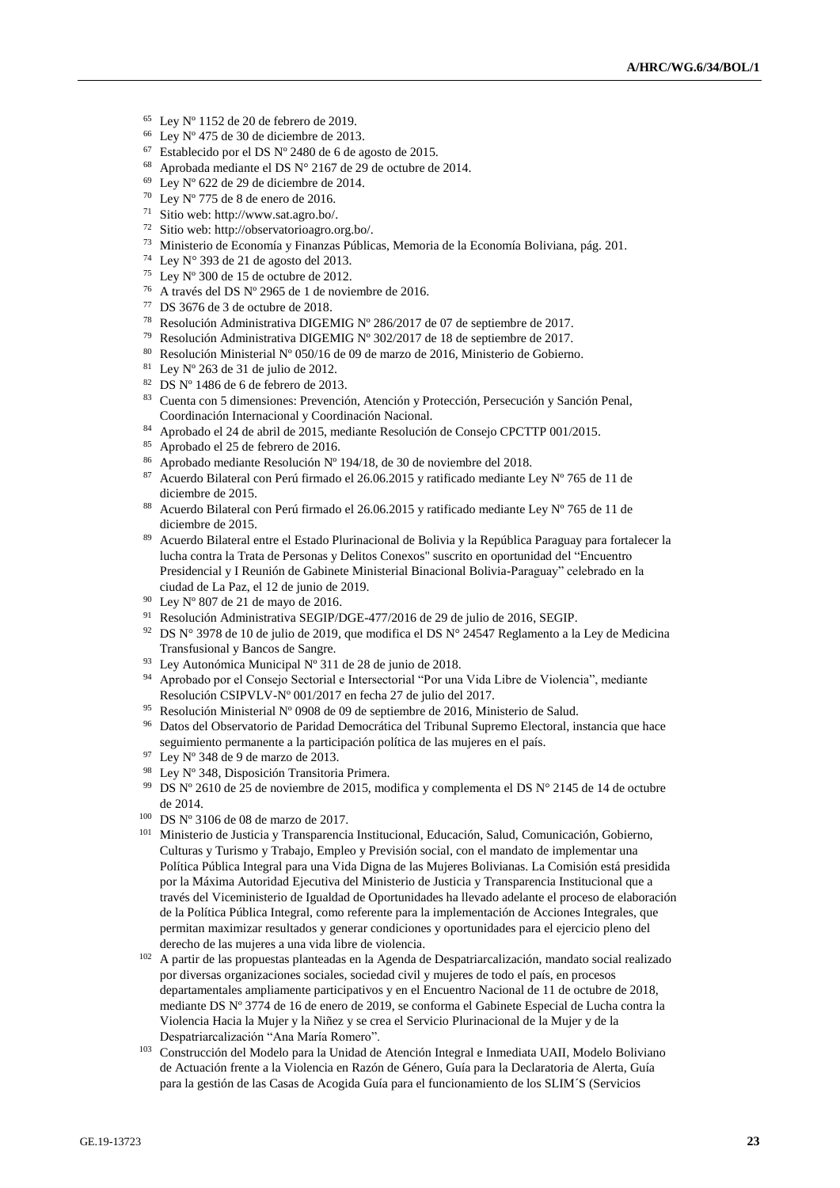[65] Ley Nº 1152 de 20 de febrero de 2019.

[66] Ley Nº 475 de 30 de diciembre de 2013.

[67] Establecido por el DS Nº 2480 de 6 de agosto de 2015.

[68] Aprobada mediante el DS N° 2167 de 29 de octubre de 2014.

[69] Ley Nº 622 de 29 de diciembre de 2014.

[70] Ley Nº 775 de 8 de enero de 2016.

[71] Sitio web: http://www.sat.agro.bo/.

[72] Sitio web: http://observatorioagro.org.bo/.

[73] Ministerio de Economía y Finanzas Públicas, Memoria de la Economía Boliviana, pág. 201.

[74] Ley N° 393 de 21 de agosto del 2013.

[75] Ley Nº 300 de 15 de octubre de 2012.

[76] A través del DS Nº 2965 de 1 de noviembre de 2016.

[77] DS 3676 de 3 de octubre de 2018.

[78] Resolución Administrativa DIGEMIG Nº 286/2017 de 07 de septiembre de 2017.

[79] Resolución Administrativa DIGEMIG Nº 302/2017 de 18 de septiembre de 2017.

[80] Resolución Ministerial Nº 050/16 de 09 de marzo de 2016, Ministerio de Gobierno.

[81] Ley Nº 263 de 31 de julio de 2012.

[82] DS Nº 1486 de 6 de febrero de 2013.

[83] Cuenta con 5 dimensiones: Prevención, Atención y Protección, Persecución y Sanción Penal, Coordinación Internacional y Coordinación Nacional.

[84] Aprobado el 24 de abril de 2015, mediante Resolución de Consejo CPCTTP 001/2015.

[85] Aprobado el 25 de febrero de 2016.

[86] Aprobado mediante Resolución Nº 194/18, de 30 de noviembre del 2018.

[87] Acuerdo Bilateral con Perú firmado el 26.06.2015 y ratificado mediante Ley Nº 765 de 11 de diciembre de 2015.

[88] Acuerdo Bilateral con Perú firmado el 26.06.2015 y ratificado mediante Ley Nº 765 de 11 de diciembre de 2015.

[89] Acuerdo Bilateral entre el Estado Plurinacional de Bolivia y la República Paraguay para fortalecer la lucha contra la Trata de Personas y Delitos Conexos" suscrito en oportunidad del "Encuentro Presidencial y I Reunión de Gabinete Ministerial Binacional Bolivia-Paraguay" celebrado en la ciudad de La Paz, el 12 de junio de 2019.

[90] Ley Nº 807 de 21 de mayo de 2016.

[91] Resolución Administrativa SEGIP/DGE-477/2016 de 29 de julio de 2016, SEGIP.

[92] DS N° 3978 de 10 de julio de 2019, que modifica el DS N° 24547 Reglamento a la Ley de Medicina Transfusional y Bancos de Sangre.

[93] Ley Autonómica Municipal Nº 311 de 28 de junio de 2018.

[94] Aprobado por el Consejo Sectorial e Intersectorial "Por una Vida Libre de Violencia", mediante Resolución CSIPVLV-Nº 001/2017 en fecha 27 de julio del 2017.

[95] Resolución Ministerial Nº 0908 de 09 de septiembre de 2016, Ministerio de Salud.

[96] Datos del Observatorio de Paridad Democrática del Tribunal Supremo Electoral, instancia que hace seguimiento permanente a la participación política de las mujeres en el país.

[97] Ley Nº 348 de 9 de marzo de 2013.

[98] Ley Nº 348, Disposición Transitoria Primera.

[99] DS Nº 2610 de 25 de noviembre de 2015, modifica y complementa el DS N° 2145 de 14 de octubre de 2014.

[100] DS Nº 3106 de 08 de marzo de 2017.

[101] Ministerio de Justicia y Transparencia Institucional, Educación, Salud, Comunicación, Gobierno, Culturas y Turismo y Trabajo, Empleo y Previsión social, con el mandato de implementar una Política Pública Integral para una Vida Digna de las Mujeres Bolivianas. La Comisión está presidida por la Máxima Autoridad Ejecutiva del Ministerio de Justicia y Transparencia Institucional que a través del Viceministerio de Igualdad de Oportunidades ha llevado adelante el proceso de elaboración de la Política Pública Integral, como referente para la implementación de Acciones Integrales, que permitan maximizar resultados y generar condiciones y oportunidades para el ejercicio pleno del derecho de las mujeres a una vida libre de violencia.

[102] A partir de las propuestas planteadas en la Agenda de Despatriarcalización, mandato social realizado por diversas organizaciones sociales, sociedad civil y mujeres de todo el país, en procesos departamentales ampliamente participativos y en el Encuentro Nacional de 11 de octubre de 2018, mediante DS Nº 3774 de 16 de enero de 2019, se conforma el Gabinete Especial de Lucha contra la Violencia Hacia la Mujer y la Niñez y se crea el Servicio Plurinacional de la Mujer y de la Despatriarcalización "Ana María Romero".

[103] Construcción del Modelo para la Unidad de Atención Integral e Inmediata UAII, Modelo Boliviano de Actuación frente a la Violencia en Razón de Género, Guía para la Declaratoria de Alerta, Guía para la gestión de las Casas de Acogida Guía para el funcionamiento de los SLIM´S (Servicios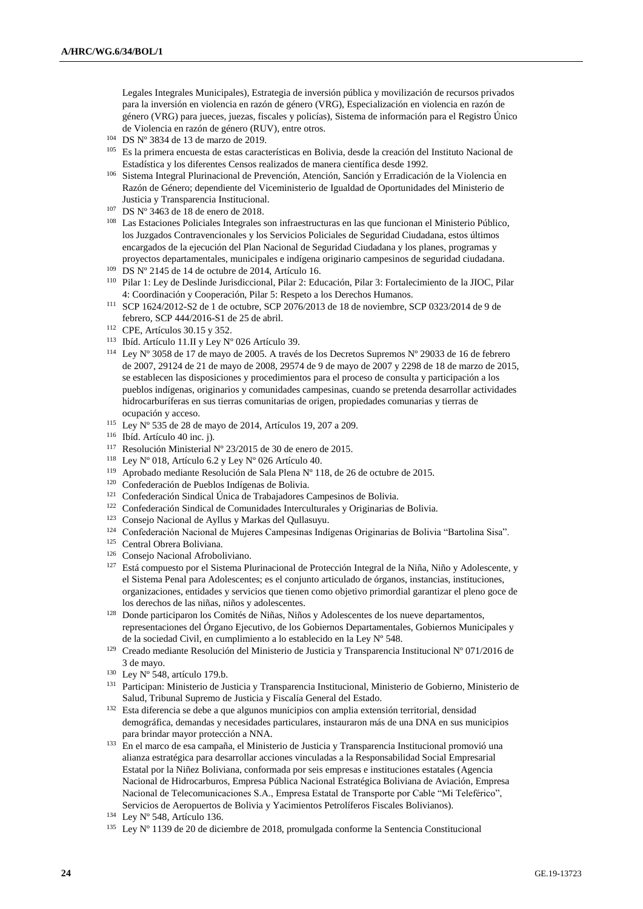Legales Integrales Municipales), Estrategia de inversión pública y movilización de recursos privados para la inversión en violencia en razón de género (VRG), Especialización en violencia en razón de género (VRG) para jueces, juezas, fiscales y policías), Sistema de información para el Registro Único de Violencia en razón de género (RUV), entre otros.

[104] DS Nº 3834 de 13 de marzo de 2019.

[105] Es la primera encuesta de estas características en Bolivia, desde la creación del Instituto Nacional de Estadística y los diferentes Censos realizados de manera científica desde 1992.

[106] Sistema Integral Plurinacional de Prevención, Atención, Sanción y Erradicación de la Violencia en Razón de Género; dependiente del Viceministerio de Igualdad de Oportunidades del Ministerio de Justicia y Transparencia Institucional.

[107] DS Nº 3463 de 18 de enero de 2018.

[108] Las Estaciones Policiales Integrales son infraestructuras en las que funcionan el Ministerio Público, los Juzgados Contravencionales y los Servicios Policiales de Seguridad Ciudadana, estos últimos encargados de la ejecución del Plan Nacional de Seguridad Ciudadana y los planes, programas y proyectos departamentales, municipales e indígena originario campesinos de seguridad ciudadana.

[109] DS Nº 2145 de 14 de octubre de 2014, Artículo 16.

[110] Pilar 1: Ley de Deslinde Jurisdiccional, Pilar 2: Educación, Pilar 3: Fortalecimiento de la JIOC, Pilar 4: Coordinación y Cooperación, Pilar 5: Respeto a los Derechos Humanos.

[111] SCP 1624/2012-S2 de 1 de octubre, SCP 2076/2013 de 18 de noviembre, SCP 0323/2014 de 9 de febrero, SCP 444/2016-S1 de 25 de abril.

[112] CPE, Artículos 30.15 y 352.

[113] Ibíd. Artículo 11.II y Ley Nº 026 Artículo 39.

[114] Ley Nº 3058 de 17 de mayo de 2005. A través de los Decretos Supremos Nº 29033 de 16 de febrero de 2007, 29124 de 21 de mayo de 2008, 29574 de 9 de mayo de 2007 y 2298 de 18 de marzo de 2015, se establecen las disposiciones y procedimientos para el proceso de consulta y participación a los pueblos indígenas, originarios y comunidades campesinas, cuando se pretenda desarrollar actividades hidrocarburíferas en sus tierras comunitarias de origen, propiedades comunarias y tierras de ocupación y acceso.

[115] Ley Nº 535 de 28 de mayo de 2014, Artículos 19, 207 a 209.

[116] Ibíd. Artículo 40 inc. j).

[117] Resolución Ministerial Nº 23/2015 de 30 de enero de 2015.

[118] Ley Nº 018, Artículo 6.2 y Ley Nº 026 Artículo 40.

[119] Aprobado mediante Resolución de Sala Plena Nº 118, de 26 de octubre de 2015.

[120] Confederación de Pueblos Indígenas de Bolivia.

[121] Confederación Sindical Única de Trabajadores Campesinos de Bolivia.

[122] Confederación Sindical de Comunidades Interculturales y Originarias de Bolivia.

[123] Consejo Nacional de Ayllus y Markas del Qullasuyu.

[124] Confederación Nacional de Mujeres Campesinas Indígenas Originarias de Bolivia "Bartolina Sisa".

[125] Central Obrera Boliviana.

[126] Consejo Nacional Afroboliviano.

[127] Está compuesto por el Sistema Plurinacional de Protección Integral de la Niña, Niño y Adolescente, y el Sistema Penal para Adolescentes; es el conjunto articulado de órganos, instancias, instituciones, organizaciones, entidades y servicios que tienen como objetivo primordial garantizar el pleno goce de los derechos de las niñas, niños y adolescentes.

[128] Donde participaron los Comités de Niñas, Niños y Adolescentes de los nueve departamentos, representaciones del Órgano Ejecutivo, de los Gobiernos Departamentales, Gobiernos Municipales y de la sociedad Civil, en cumplimiento a lo establecido en la Ley Nº 548.

[129] Creado mediante Resolución del Ministerio de Justicia y Transparencia Institucional Nº 071/2016 de 3 de mayo.

[130] Ley Nº 548, artículo 179.b.

[131] Participan: Ministerio de Justicia y Transparencia Institucional, Ministerio de Gobierno, Ministerio de Salud, Tribunal Supremo de Justicia y Fiscalía General del Estado.

[132] Esta diferencia se debe a que algunos municipios con amplia extensión territorial, densidad demográfica, demandas y necesidades particulares, instauraron más de una DNA en sus municipios para brindar mayor protección a NNA.

[133] En el marco de esa campaña, el Ministerio de Justicia y Transparencia Institucional promovió una alianza estratégica para desarrollar acciones vinculadas a la Responsabilidad Social Empresarial Estatal por la Niñez Boliviana, conformada por seis empresas e instituciones estatales (Agencia Nacional de Hidrocarburos, Empresa Pública Nacional Estratégica Boliviana de Aviación, Empresa Nacional de Telecomunicaciones S.A., Empresa Estatal de Transporte por Cable "Mi Teleférico", Servicios de Aeropuertos de Bolivia y Yacimientos Petrolíferos Fiscales Bolivianos).

[134] Ley Nº 548, Artículo 136.

[135] Ley Nº 1139 de 20 de diciembre de 2018, promulgada conforme la Sentencia Constitucional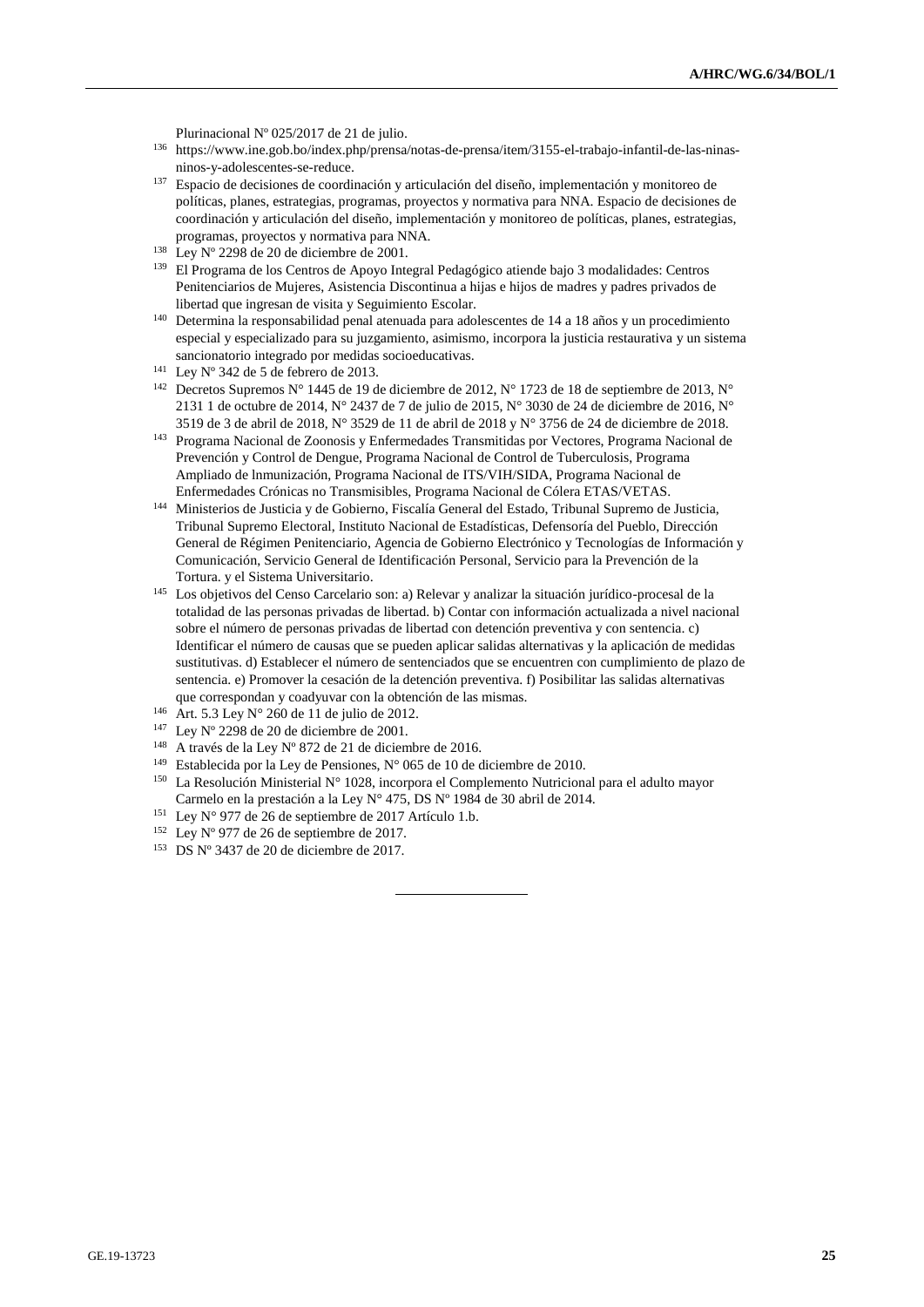Plurinacional Nº 025/2017 de 21 de julio.

[136] https://www.ine.gob.bo/index.php/prensa/notas-de-prensa/item/3155-el-trabajo-infantil-de-las-ninas-ninos-y-adolescentes-se-reduce.

[137] Espacio de decisiones de coordinación y articulación del diseño, implementación y monitoreo de políticas, planes, estrategias, programas, proyectos y normativa para NNA. Espacio de decisiones de coordinación y articulación del diseño, implementación y monitoreo de políticas, planes, estrategias, programas, proyectos y normativa para NNA.

[138] Ley Nº 2298 de 20 de diciembre de 2001.

[139] El Programa de los Centros de Apoyo Integral Pedagógico atiende bajo 3 modalidades: Centros Penitenciarios de Mujeres, Asistencia Discontinua a hijas e hijos de madres y padres privados de libertad que ingresan de visita y Seguimiento Escolar.

[140] Determina la responsabilidad penal atenuada para adolescentes de 14 a 18 años y un procedimiento especial y especializado para su juzgamiento, asimismo, incorpora la justicia restaurativa y un sistema sancionatorio integrado por medidas socioeducativas.

[141] Ley Nº 342 de 5 de febrero de 2013.

[142] Decretos Supremos N° 1445 de 19 de diciembre de 2012, N° 1723 de 18 de septiembre de 2013, N° 2131 1 de octubre de 2014, N° 2437 de 7 de julio de 2015, N° 3030 de 24 de diciembre de 2016, N° 3519 de 3 de abril de 2018, N° 3529 de 11 de abril de 2018 y N° 3756 de 24 de diciembre de 2018.

[143] Programa Nacional de Zoonosis y Enfermedades Transmitidas por Vectores, Programa Nacional de Prevención y Control de Dengue, Programa Nacional de Control de Tuberculosis, Programa Ampliado de lnmunización, Programa Nacional de ITS/VIH/SIDA, Programa Nacional de Enfermedades Crónicas no Transmisibles, Programa Nacional de Cólera ETAS/VETAS.

[144] Ministerios de Justicia y de Gobierno, Fiscalía General del Estado, Tribunal Supremo de Justicia, Tribunal Supremo Electoral, Instituto Nacional de Estadísticas, Defensoría del Pueblo, Dirección General de Régimen Penitenciario, Agencia de Gobierno Electrónico y Tecnologías de Información y Comunicación, Servicio General de Identificación Personal, Servicio para la Prevención de la Tortura. y el Sistema Universitario.

[145] Los objetivos del Censo Carcelario son: a) Relevar y analizar la situación jurídico-procesal de la totalidad de las personas privadas de libertad. b) Contar con información actualizada a nivel nacional sobre el número de personas privadas de libertad con detención preventiva y con sentencia. c) Identificar el número de causas que se pueden aplicar salidas alternativas y la aplicación de medidas sustitutivas. d) Establecer el número de sentenciados que se encuentren con cumplimiento de plazo de sentencia. e) Promover la cesación de la detención preventiva. f) Posibilitar las salidas alternativas que correspondan y coadyuvar con la obtención de las mismas.

[146] Art. 5.3 Ley N° 260 de 11 de julio de 2012.

[147] Ley Nº 2298 de 20 de diciembre de 2001.

[148] A través de la Ley Nº 872 de 21 de diciembre de 2016.

[149] Establecida por la Ley de Pensiones, N° 065 de 10 de diciembre de 2010.

[150] La Resolución Ministerial N° 1028, incorpora el Complemento Nutricional para el adulto mayor Carmelo en la prestación a la Ley N° 475, DS Nº 1984 de 30 abril de 2014.

[151] Ley N° 977 de 26 de septiembre de 2017 Artículo 1.b.

[152] Ley Nº 977 de 26 de septiembre de 2017.

[153] DS Nº 3437 de 20 de diciembre de 2017.